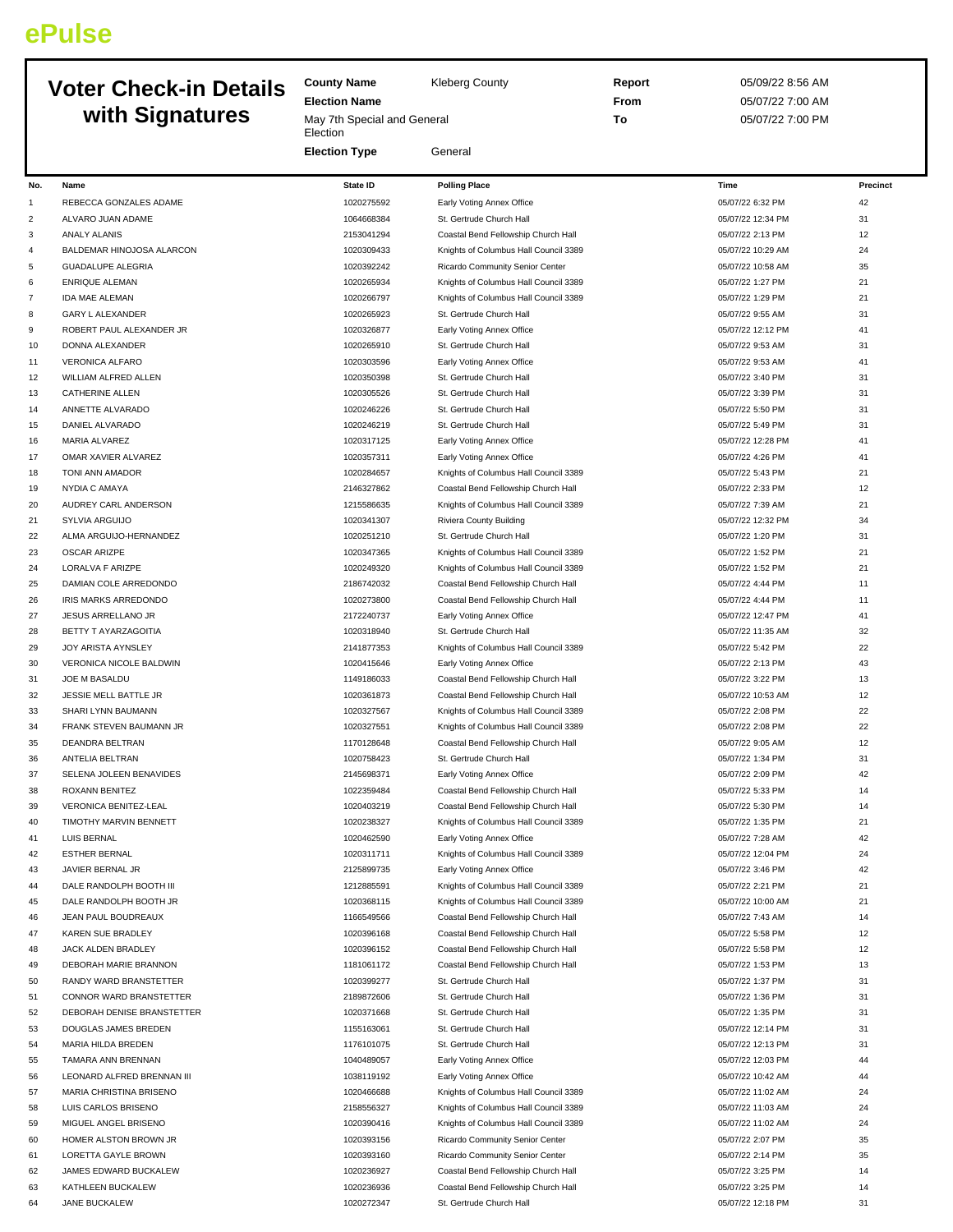ePulse

# Voter Check-in Details with Signatures

| | | | |
|---|---|---|---|
| **County Name** | Kleberg County | **Report** | 05/09/22 8:56 AM |
| **Election Name** | May 7th Special and General Election | **From** | 05/07/22 7:00 AM |
| | | **To** | 05/07/22 7:00 PM |
| **Election Type** | General | | |

| No. | Name | State ID | Polling Place | Time | Precinct |
|---|---|---|---|---|---|
| 1 | REBECCA GONZALES ADAME | 1020275592 | Early Voting Annex Office | 05/07/22 6:32 PM | 42 |
| 2 | ALVARO JUAN ADAME | 1064668384 | St. Gertrude Church Hall | 05/07/22 12:34 PM | 31 |
| 3 | ANALY ALANIS | 2153041294 | Coastal Bend Fellowship Church Hall | 05/07/22 2:13 PM | 12 |
| 4 | BALDEMAR HINOJOSA ALARCON | 1020309433 | Knights of Columbus Hall Council 3389 | 05/07/22 10:29 AM | 24 |
| 5 | GUADALUPE ALEGRIA | 1020392242 | Ricardo Community Senior Center | 05/07/22 10:58 AM | 35 |
| 6 | ENRIQUE ALEMAN | 1020265934 | Knights of Columbus Hall Council 3389 | 05/07/22 1:27 PM | 21 |
| 7 | IDA MAE ALEMAN | 1020266797 | Knights of Columbus Hall Council 3389 | 05/07/22 1:29 PM | 21 |
| 8 | GARY L ALEXANDER | 1020265923 | St. Gertrude Church Hall | 05/07/22 9:55 AM | 31 |
| 9 | ROBERT PAUL ALEXANDER JR | 1020326877 | Early Voting Annex Office | 05/07/22 12:12 PM | 41 |
| 10 | DONNA ALEXANDER | 1020265910 | St. Gertrude Church Hall | 05/07/22 9:53 AM | 31 |
| 11 | VERONICA ALFARO | 1020303596 | Early Voting Annex Office | 05/07/22 9:53 AM | 41 |
| 12 | WILLIAM ALFRED ALLEN | 1020350398 | St. Gertrude Church Hall | 05/07/22 3:40 PM | 31 |
| 13 | CATHERINE ALLEN | 1020305526 | St. Gertrude Church Hall | 05/07/22 3:39 PM | 31 |
| 14 | ANNETTE ALVARADO | 1020246226 | St. Gertrude Church Hall | 05/07/22 5:50 PM | 31 |
| 15 | DANIEL ALVARADO | 1020246219 | St. Gertrude Church Hall | 05/07/22 5:49 PM | 31 |
| 16 | MARIA ALVAREZ | 1020317125 | Early Voting Annex Office | 05/07/22 12:28 PM | 41 |
| 17 | OMAR XAVIER ALVAREZ | 1020357311 | Early Voting Annex Office | 05/07/22 4:26 PM | 41 |
| 18 | TONI ANN AMADOR | 1020284657 | Knights of Columbus Hall Council 3389 | 05/07/22 5:43 PM | 21 |
| 19 | NYDIA C AMAYA | 2146327862 | Coastal Bend Fellowship Church Hall | 05/07/22 2:33 PM | 12 |
| 20 | AUDREY CARL ANDERSON | 1215586635 | Knights of Columbus Hall Council 3389 | 05/07/22 7:39 AM | 21 |
| 21 | SYLVIA ARGUIJO | 1020341307 | Riviera County Building | 05/07/22 12:32 PM | 34 |
| 22 | ALMA ARGUIJO-HERNANDEZ | 1020251210 | St. Gertrude Church Hall | 05/07/22 1:20 PM | 31 |
| 23 | OSCAR ARIZPE | 1020347365 | Knights of Columbus Hall Council 3389 | 05/07/22 1:52 PM | 21 |
| 24 | LORALVA F ARIZPE | 1020249320 | Knights of Columbus Hall Council 3389 | 05/07/22 1:52 PM | 21 |
| 25 | DAMIAN COLE ARREDONDO | 2186742032 | Coastal Bend Fellowship Church Hall | 05/07/22 4:44 PM | 11 |
| 26 | IRIS MARKS ARREDONDO | 1020273800 | Coastal Bend Fellowship Church Hall | 05/07/22 4:44 PM | 11 |
| 27 | JESUS ARRELLANO JR | 2172240737 | Early Voting Annex Office | 05/07/22 12:47 PM | 41 |
| 28 | BETTY T AYARZAGOITIA | 1020318940 | St. Gertrude Church Hall | 05/07/22 11:35 AM | 32 |
| 29 | JOY ARISTA AYNSLEY | 2141877353 | Knights of Columbus Hall Council 3389 | 05/07/22 5:42 PM | 22 |
| 30 | VERONICA NICOLE BALDWIN | 1020415646 | Early Voting Annex Office | 05/07/22 2:13 PM | 43 |
| 31 | JOE M BASALDU | 1149186033 | Coastal Bend Fellowship Church Hall | 05/07/22 3:22 PM | 13 |
| 32 | JESSIE MELL BATTLE JR | 1020361873 | Coastal Bend Fellowship Church Hall | 05/07/22 10:53 AM | 12 |
| 33 | SHARI LYNN BAUMANN | 1020327567 | Knights of Columbus Hall Council 3389 | 05/07/22 2:08 PM | 22 |
| 34 | FRANK STEVEN BAUMANN JR | 1020327551 | Knights of Columbus Hall Council 3389 | 05/07/22 2:08 PM | 22 |
| 35 | DEANDRA BELTRAN | 1170128648 | Coastal Bend Fellowship Church Hall | 05/07/22 9:05 AM | 12 |
| 36 | ANTELIA BELTRAN | 1020758423 | St. Gertrude Church Hall | 05/07/22 1:34 PM | 31 |
| 37 | SELENA JOLEEN BENAVIDES | 2145698371 | Early Voting Annex Office | 05/07/22 2:09 PM | 42 |
| 38 | ROXANN BENITEZ | 1022359484 | Coastal Bend Fellowship Church Hall | 05/07/22 5:33 PM | 14 |
| 39 | VERONICA BENITEZ-LEAL | 1020403219 | Coastal Bend Fellowship Church Hall | 05/07/22 5:30 PM | 14 |
| 40 | TIMOTHY MARVIN BENNETT | 1020238327 | Knights of Columbus Hall Council 3389 | 05/07/22 1:35 PM | 21 |
| 41 | LUIS BERNAL | 1020462590 | Early Voting Annex Office | 05/07/22 7:28 AM | 42 |
| 42 | ESTHER BERNAL | 1020311711 | Knights of Columbus Hall Council 3389 | 05/07/22 12:04 PM | 24 |
| 43 | JAVIER BERNAL JR | 2125899735 | Early Voting Annex Office | 05/07/22 3:46 PM | 42 |
| 44 | DALE RANDOLPH BOOTH III | 1212885591 | Knights of Columbus Hall Council 3389 | 05/07/22 2:21 PM | 21 |
| 45 | DALE RANDOLPH BOOTH JR | 1020368115 | Knights of Columbus Hall Council 3389 | 05/07/22 10:00 AM | 21 |
| 46 | JEAN PAUL BOUDREAUX | 1166549566 | Coastal Bend Fellowship Church Hall | 05/07/22 7:43 AM | 14 |
| 47 | KAREN SUE BRADLEY | 1020396168 | Coastal Bend Fellowship Church Hall | 05/07/22 5:58 PM | 12 |
| 48 | JACK ALDEN BRADLEY | 1020396152 | Coastal Bend Fellowship Church Hall | 05/07/22 5:58 PM | 12 |
| 49 | DEBORAH MARIE BRANNON | 1181061172 | Coastal Bend Fellowship Church Hall | 05/07/22 1:53 PM | 13 |
| 50 | RANDY WARD BRANSTETTER | 1020399277 | St. Gertrude Church Hall | 05/07/22 1:37 PM | 31 |
| 51 | CONNOR WARD BRANSTETTER | 2189872606 | St. Gertrude Church Hall | 05/07/22 1:36 PM | 31 |
| 52 | DEBORAH DENISE BRANSTETTER | 1020371668 | St. Gertrude Church Hall | 05/07/22 1:35 PM | 31 |
| 53 | DOUGLAS JAMES BREDEN | 1155163061 | St. Gertrude Church Hall | 05/07/22 12:14 PM | 31 |
| 54 | MARIA HILDA BREDEN | 1176101075 | St. Gertrude Church Hall | 05/07/22 12:13 PM | 31 |
| 55 | TAMARA ANN BRENNAN | 1040489057 | Early Voting Annex Office | 05/07/22 12:03 PM | 44 |
| 56 | LEONARD ALFRED BRENNAN III | 1038119192 | Early Voting Annex Office | 05/07/22 10:42 AM | 44 |
| 57 | MARIA CHRISTINA BRISENO | 1020466688 | Knights of Columbus Hall Council 3389 | 05/07/22 11:02 AM | 24 |
| 58 | LUIS CARLOS BRISENO | 2158556327 | Knights of Columbus Hall Council 3389 | 05/07/22 11:03 AM | 24 |
| 59 | MIGUEL ANGEL BRISENO | 1020390416 | Knights of Columbus Hall Council 3389 | 05/07/22 11:02 AM | 24 |
| 60 | HOMER ALSTON BROWN JR | 1020393156 | Ricardo Community Senior Center | 05/07/22 2:07 PM | 35 |
| 61 | LORETTA GAYLE BROWN | 1020393160 | Ricardo Community Senior Center | 05/07/22 2:14 PM | 35 |
| 62 | JAMES EDWARD BUCKALEW | 1020236927 | Coastal Bend Fellowship Church Hall | 05/07/22 3:25 PM | 14 |
| 63 | KATHLEEN BUCKALEW | 1020236936 | Coastal Bend Fellowship Church Hall | 05/07/22 3:25 PM | 14 |
| 64 | JANE BUCKALEW | 1020272347 | St. Gertrude Church Hall | 05/07/22 12:18 PM | 31 |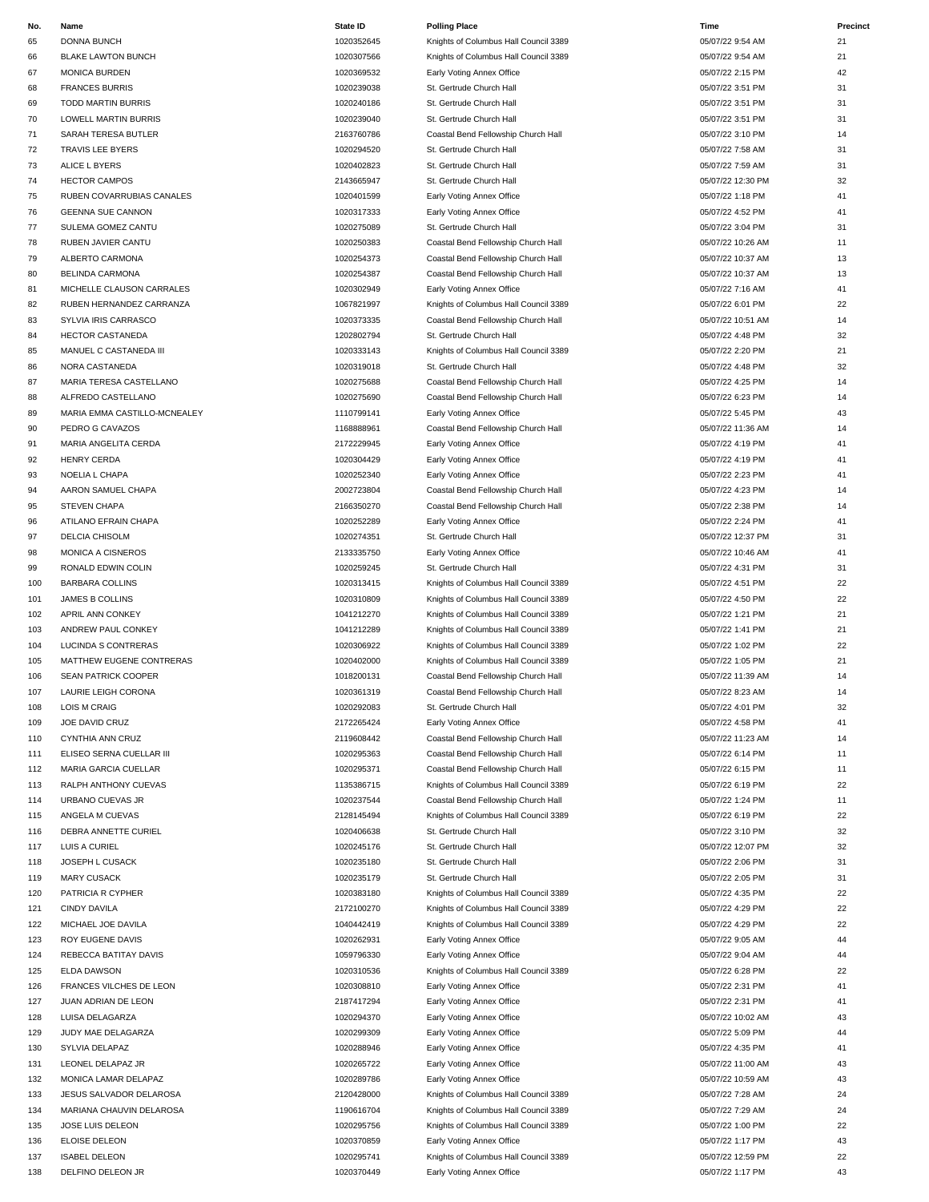| No. | Name | State ID | Polling Place | Time | Precinct |
|---|---|---|---|---|---|
| 65 | DONNA BUNCH | 1020352645 | Knights of Columbus Hall Council 3389 | 05/07/22 9:54 AM | 21 |
| 66 | BLAKE LAWTON BUNCH | 1020307566 | Knights of Columbus Hall Council 3389 | 05/07/22 9:54 AM | 21 |
| 67 | MONICA BURDEN | 1020369532 | Early Voting Annex Office | 05/07/22 2:15 PM | 42 |
| 68 | FRANCES BURRIS | 1020239038 | St. Gertrude Church Hall | 05/07/22 3:51 PM | 31 |
| 69 | TODD MARTIN BURRIS | 1020240186 | St. Gertrude Church Hall | 05/07/22 3:51 PM | 31 |
| 70 | LOWELL MARTIN BURRIS | 1020239040 | St. Gertrude Church Hall | 05/07/22 3:51 PM | 31 |
| 71 | SARAH TERESA BUTLER | 2163760786 | Coastal Bend Fellowship Church Hall | 05/07/22 3:10 PM | 14 |
| 72 | TRAVIS LEE BYERS | 1020294520 | St. Gertrude Church Hall | 05/07/22 7:58 AM | 31 |
| 73 | ALICE L BYERS | 1020402823 | St. Gertrude Church Hall | 05/07/22 7:59 AM | 31 |
| 74 | HECTOR CAMPOS | 2143665947 | St. Gertrude Church Hall | 05/07/22 12:30 PM | 32 |
| 75 | RUBEN COVARRUBIAS CANALES | 1020401599 | Early Voting Annex Office | 05/07/22 1:18 PM | 41 |
| 76 | GEENNA SUE CANNON | 1020317333 | Early Voting Annex Office | 05/07/22 4:52 PM | 41 |
| 77 | SULEMA GOMEZ CANTU | 1020275089 | St. Gertrude Church Hall | 05/07/22 3:04 PM | 31 |
| 78 | RUBEN JAVIER CANTU | 1020250383 | Coastal Bend Fellowship Church Hall | 05/07/22 10:26 AM | 11 |
| 79 | ALBERTO CARMONA | 1020254373 | Coastal Bend Fellowship Church Hall | 05/07/22 10:37 AM | 13 |
| 80 | BELINDA CARMONA | 1020254387 | Coastal Bend Fellowship Church Hall | 05/07/22 10:37 AM | 13 |
| 81 | MICHELLE CLAUSON CARRALES | 1020302949 | Early Voting Annex Office | 05/07/22 7:16 AM | 41 |
| 82 | RUBEN HERNANDEZ CARRANZA | 1067821997 | Knights of Columbus Hall Council 3389 | 05/07/22 6:01 PM | 22 |
| 83 | SYLVIA IRIS CARRASCO | 1020373335 | Coastal Bend Fellowship Church Hall | 05/07/22 10:51 AM | 14 |
| 84 | HECTOR CASTANEDA | 1202802794 | St. Gertrude Church Hall | 05/07/22 4:48 PM | 32 |
| 85 | MANUEL C CASTANEDA III | 1020333143 | Knights of Columbus Hall Council 3389 | 05/07/22 2:20 PM | 21 |
| 86 | NORA CASTANEDA | 1020319018 | St. Gertrude Church Hall | 05/07/22 4:48 PM | 32 |
| 87 | MARIA TERESA CASTELLANO | 1020275688 | Coastal Bend Fellowship Church Hall | 05/07/22 4:25 PM | 14 |
| 88 | ALFREDO CASTELLANO | 1020275690 | Coastal Bend Fellowship Church Hall | 05/07/22 6:23 PM | 14 |
| 89 | MARIA EMMA CASTILLO-MCNEALEY | 1110799141 | Early Voting Annex Office | 05/07/22 5:45 PM | 43 |
| 90 | PEDRO G CAVAZOS | 1168888961 | Coastal Bend Fellowship Church Hall | 05/07/22 11:36 AM | 14 |
| 91 | MARIA ANGELITA CERDA | 2172229945 | Early Voting Annex Office | 05/07/22 4:19 PM | 41 |
| 92 | HENRY CERDA | 1020304429 | Early Voting Annex Office | 05/07/22 4:19 PM | 41 |
| 93 | NOELIA L CHAPA | 1020252340 | Early Voting Annex Office | 05/07/22 2:23 PM | 41 |
| 94 | AARON SAMUEL CHAPA | 2002723804 | Coastal Bend Fellowship Church Hall | 05/07/22 4:23 PM | 14 |
| 95 | STEVEN CHAPA | 2166350270 | Coastal Bend Fellowship Church Hall | 05/07/22 2:38 PM | 14 |
| 96 | ATILANO EFRAIN CHAPA | 1020252289 | Early Voting Annex Office | 05/07/22 2:24 PM | 41 |
| 97 | DELCIA CHISOLM | 1020274351 | St. Gertrude Church Hall | 05/07/22 12:37 PM | 31 |
| 98 | MONICA A CISNEROS | 2133335750 | Early Voting Annex Office | 05/07/22 10:46 AM | 41 |
| 99 | RONALD EDWIN COLIN | 1020259245 | St. Gertrude Church Hall | 05/07/22 4:31 PM | 31 |
| 100 | BARBARA COLLINS | 1020313415 | Knights of Columbus Hall Council 3389 | 05/07/22 4:51 PM | 22 |
| 101 | JAMES B COLLINS | 1020310809 | Knights of Columbus Hall Council 3389 | 05/07/22 4:50 PM | 22 |
| 102 | APRIL ANN CONKEY | 1041212270 | Knights of Columbus Hall Council 3389 | 05/07/22 1:21 PM | 21 |
| 103 | ANDREW PAUL CONKEY | 1041212289 | Knights of Columbus Hall Council 3389 | 05/07/22 1:41 PM | 21 |
| 104 | LUCINDA S CONTRERAS | 1020306922 | Knights of Columbus Hall Council 3389 | 05/07/22 1:02 PM | 22 |
| 105 | MATTHEW EUGENE CONTRERAS | 1020402000 | Knights of Columbus Hall Council 3389 | 05/07/22 1:05 PM | 21 |
| 106 | SEAN PATRICK COOPER | 1018200131 | Coastal Bend Fellowship Church Hall | 05/07/22 11:39 AM | 14 |
| 107 | LAURIE LEIGH CORONA | 1020361319 | Coastal Bend Fellowship Church Hall | 05/07/22 8:23 AM | 14 |
| 108 | LOIS M CRAIG | 1020292083 | St. Gertrude Church Hall | 05/07/22 4:01 PM | 32 |
| 109 | JOE DAVID CRUZ | 2172265424 | Early Voting Annex Office | 05/07/22 4:58 PM | 41 |
| 110 | CYNTHIA ANN CRUZ | 2119608442 | Coastal Bend Fellowship Church Hall | 05/07/22 11:23 AM | 14 |
| 111 | ELISEO SERNA CUELLAR III | 1020295363 | Coastal Bend Fellowship Church Hall | 05/07/22 6:14 PM | 11 |
| 112 | MARIA GARCIA CUELLAR | 1020295371 | Coastal Bend Fellowship Church Hall | 05/07/22 6:15 PM | 11 |
| 113 | RALPH ANTHONY CUEVAS | 1135386715 | Knights of Columbus Hall Council 3389 | 05/07/22 6:19 PM | 22 |
| 114 | URBANO CUEVAS JR | 1020237544 | Coastal Bend Fellowship Church Hall | 05/07/22 1:24 PM | 11 |
| 115 | ANGELA M CUEVAS | 2128145494 | Knights of Columbus Hall Council 3389 | 05/07/22 6:19 PM | 22 |
| 116 | DEBRA ANNETTE CURIEL | 1020406638 | St. Gertrude Church Hall | 05/07/22 3:10 PM | 32 |
| 117 | LUIS A CURIEL | 1020245176 | St. Gertrude Church Hall | 05/07/22 12:07 PM | 32 |
| 118 | JOSEPH L CUSACK | 1020235180 | St. Gertrude Church Hall | 05/07/22 2:06 PM | 31 |
| 119 | MARY CUSACK | 1020235179 | St. Gertrude Church Hall | 05/07/22 2:05 PM | 31 |
| 120 | PATRICIA R CYPHER | 1020383180 | Knights of Columbus Hall Council 3389 | 05/07/22 4:35 PM | 22 |
| 121 | CINDY DAVILA | 2172100270 | Knights of Columbus Hall Council 3389 | 05/07/22 4:29 PM | 22 |
| 122 | MICHAEL JOE DAVILA | 1040442419 | Knights of Columbus Hall Council 3389 | 05/07/22 4:29 PM | 22 |
| 123 | ROY EUGENE DAVIS | 1020262931 | Early Voting Annex Office | 05/07/22 9:05 AM | 44 |
| 124 | REBECCA BATITAY DAVIS | 1059796330 | Early Voting Annex Office | 05/07/22 9:04 AM | 44 |
| 125 | ELDA DAWSON | 1020310536 | Knights of Columbus Hall Council 3389 | 05/07/22 6:28 PM | 22 |
| 126 | FRANCES VILCHES DE LEON | 1020308810 | Early Voting Annex Office | 05/07/22 2:31 PM | 41 |
| 127 | JUAN ADRIAN DE LEON | 2187417294 | Early Voting Annex Office | 05/07/22 2:31 PM | 41 |
| 128 | LUISA DELAGARZA | 1020294370 | Early Voting Annex Office | 05/07/22 10:02 AM | 43 |
| 129 | JUDY MAE DELAGARZA | 1020299309 | Early Voting Annex Office | 05/07/22 5:09 PM | 44 |
| 130 | SYLVIA DELAPAZ | 1020288946 | Early Voting Annex Office | 05/07/22 4:35 PM | 41 |
| 131 | LEONEL DELAPAZ JR | 1020265722 | Early Voting Annex Office | 05/07/22 11:00 AM | 43 |
| 132 | MONICA LAMAR DELAPAZ | 1020289786 | Early Voting Annex Office | 05/07/22 10:59 AM | 43 |
| 133 | JESUS SALVADOR DELAROSA | 2120428000 | Knights of Columbus Hall Council 3389 | 05/07/22 7:28 AM | 24 |
| 134 | MARIANA CHAUVIN DELAROSA | 1190616704 | Knights of Columbus Hall Council 3389 | 05/07/22 7:29 AM | 24 |
| 135 | JOSE LUIS DELEON | 1020295756 | Knights of Columbus Hall Council 3389 | 05/07/22 1:00 PM | 22 |
| 136 | ELOISE DELEON | 1020370859 | Early Voting Annex Office | 05/07/22 1:17 PM | 43 |
| 137 | ISABEL DELEON | 1020295741 | Knights of Columbus Hall Council 3389 | 05/07/22 12:59 PM | 22 |
| 138 | DELFINO DELEON JR | 1020370449 | Early Voting Annex Office | 05/07/22 1:17 PM | 43 |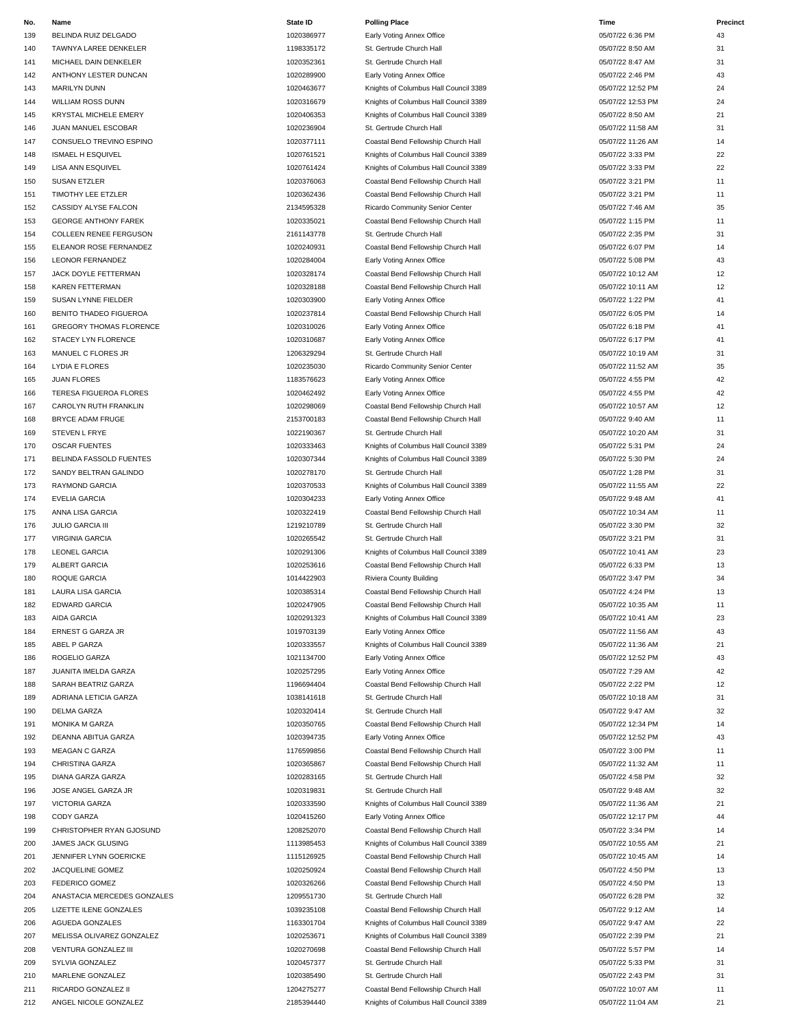| No. | Name | State ID | Polling Place | Time | Precinct |
|---|---|---|---|---|---|
| 139 | BELINDA RUIZ DELGADO | 1020386977 | Early Voting Annex Office | 05/07/22 6:36 PM | 43 |
| 140 | TAWNYA LAREE DENKELER | 1198335172 | St. Gertrude Church Hall | 05/07/22 8:50 AM | 31 |
| 141 | MICHAEL DAIN DENKELER | 1020352361 | St. Gertrude Church Hall | 05/07/22 8:47 AM | 31 |
| 142 | ANTHONY LESTER DUNCAN | 1020289900 | Early Voting Annex Office | 05/07/22 2:46 PM | 43 |
| 143 | MARILYN DUNN | 1020463677 | Knights of Columbus Hall Council 3389 | 05/07/22 12:52 PM | 24 |
| 144 | WILLIAM ROSS DUNN | 1020316679 | Knights of Columbus Hall Council 3389 | 05/07/22 12:53 PM | 24 |
| 145 | KRYSTAL MICHELE EMERY | 1020406353 | Knights of Columbus Hall Council 3389 | 05/07/22 8:50 AM | 21 |
| 146 | JUAN MANUEL ESCOBAR | 1020236904 | St. Gertrude Church Hall | 05/07/22 11:58 AM | 31 |
| 147 | CONSUELO TREVINO ESPINO | 1020377111 | Coastal Bend Fellowship Church Hall | 05/07/22 11:26 AM | 14 |
| 148 | ISMAEL H ESQUIVEL | 1020761521 | Knights of Columbus Hall Council 3389 | 05/07/22 3:33 PM | 22 |
| 149 | LISA ANN ESQUIVEL | 1020761424 | Knights of Columbus Hall Council 3389 | 05/07/22 3:33 PM | 22 |
| 150 | SUSAN ETZLER | 1020376063 | Coastal Bend Fellowship Church Hall | 05/07/22 3:21 PM | 11 |
| 151 | TIMOTHY LEE ETZLER | 1020362436 | Coastal Bend Fellowship Church Hall | 05/07/22 3:21 PM | 11 |
| 152 | CASSIDY ALYSE FALCON | 2134595328 | Ricardo Community Senior Center | 05/07/22 7:46 AM | 35 |
| 153 | GEORGE ANTHONY FAREK | 1020335021 | Coastal Bend Fellowship Church Hall | 05/07/22 1:15 PM | 11 |
| 154 | COLLEEN RENEE FERGUSON | 2161143778 | St. Gertrude Church Hall | 05/07/22 2:35 PM | 31 |
| 155 | ELEANOR ROSE FERNANDEZ | 1020240931 | Coastal Bend Fellowship Church Hall | 05/07/22 6:07 PM | 14 |
| 156 | LEONOR FERNANDEZ | 1020284004 | Early Voting Annex Office | 05/07/22 5:08 PM | 43 |
| 157 | JACK DOYLE FETTERMAN | 1020328174 | Coastal Bend Fellowship Church Hall | 05/07/22 10:12 AM | 12 |
| 158 | KAREN FETTERMAN | 1020328188 | Coastal Bend Fellowship Church Hall | 05/07/22 10:11 AM | 12 |
| 159 | SUSAN LYNNE FIELDER | 1020303900 | Early Voting Annex Office | 05/07/22 1:22 PM | 41 |
| 160 | BENITO THADEO FIGUEROA | 1020237814 | Coastal Bend Fellowship Church Hall | 05/07/22 6:05 PM | 14 |
| 161 | GREGORY THOMAS FLORENCE | 1020310026 | Early Voting Annex Office | 05/07/22 6:18 PM | 41 |
| 162 | STACEY LYN FLORENCE | 1020310687 | Early Voting Annex Office | 05/07/22 6:17 PM | 41 |
| 163 | MANUEL C FLORES JR | 1206329294 | St. Gertrude Church Hall | 05/07/22 10:19 AM | 31 |
| 164 | LYDIA E FLORES | 1020235030 | Ricardo Community Senior Center | 05/07/22 11:52 AM | 35 |
| 165 | JUAN FLORES | 1183576623 | Early Voting Annex Office | 05/07/22 4:55 PM | 42 |
| 166 | TERESA FIGUEROA FLORES | 1020462492 | Early Voting Annex Office | 05/07/22 4:55 PM | 42 |
| 167 | CAROLYN RUTH FRANKLIN | 1020298069 | Coastal Bend Fellowship Church Hall | 05/07/22 10:57 AM | 12 |
| 168 | BRYCE ADAM FRUGE | 2153700183 | Coastal Bend Fellowship Church Hall | 05/07/22 9:40 AM | 11 |
| 169 | STEVEN L FRYE | 1022190367 | St. Gertrude Church Hall | 05/07/22 10:20 AM | 31 |
| 170 | OSCAR FUENTES | 1020333463 | Knights of Columbus Hall Council 3389 | 05/07/22 5:31 PM | 24 |
| 171 | BELINDA FASSOLD FUENTES | 1020307344 | Knights of Columbus Hall Council 3389 | 05/07/22 5:30 PM | 24 |
| 172 | SANDY BELTRAN GALINDO | 1020278170 | St. Gertrude Church Hall | 05/07/22 1:28 PM | 31 |
| 173 | RAYMOND GARCIA | 1020370533 | Knights of Columbus Hall Council 3389 | 05/07/22 11:55 AM | 22 |
| 174 | EVELIA GARCIA | 1020304233 | Early Voting Annex Office | 05/07/22 9:48 AM | 41 |
| 175 | ANNA LISA GARCIA | 1020322419 | Coastal Bend Fellowship Church Hall | 05/07/22 10:34 AM | 11 |
| 176 | JULIO GARCIA III | 1219210789 | St. Gertrude Church Hall | 05/07/22 3:30 PM | 32 |
| 177 | VIRGINIA GARCIA | 1020265542 | St. Gertrude Church Hall | 05/07/22 3:21 PM | 31 |
| 178 | LEONEL GARCIA | 1020291306 | Knights of Columbus Hall Council 3389 | 05/07/22 10:41 AM | 23 |
| 179 | ALBERT GARCIA | 1020253616 | Coastal Bend Fellowship Church Hall | 05/07/22 6:33 PM | 13 |
| 180 | ROQUE GARCIA | 1014422903 | Riviera County Building | 05/07/22 3:47 PM | 34 |
| 181 | LAURA LISA GARCIA | 1020385314 | Coastal Bend Fellowship Church Hall | 05/07/22 4:24 PM | 13 |
| 182 | EDWARD GARCIA | 1020247905 | Coastal Bend Fellowship Church Hall | 05/07/22 10:35 AM | 11 |
| 183 | AIDA GARCIA | 1020291323 | Knights of Columbus Hall Council 3389 | 05/07/22 10:41 AM | 23 |
| 184 | ERNEST G GARZA JR | 1019703139 | Early Voting Annex Office | 05/07/22 11:56 AM | 43 |
| 185 | ABEL P GARZA | 1020333557 | Knights of Columbus Hall Council 3389 | 05/07/22 11:36 AM | 21 |
| 186 | ROGELIO GARZA | 1021134700 | Early Voting Annex Office | 05/07/22 12:52 PM | 43 |
| 187 | JUANITA IMELDA GARZA | 1020257295 | Early Voting Annex Office | 05/07/22 7:29 AM | 42 |
| 188 | SARAH BEATRIZ GARZA | 1196694404 | Coastal Bend Fellowship Church Hall | 05/07/22 2:22 PM | 12 |
| 189 | ADRIANA LETICIA GARZA | 1038141618 | St. Gertrude Church Hall | 05/07/22 10:18 AM | 31 |
| 190 | DELMA GARZA | 1020320414 | St. Gertrude Church Hall | 05/07/22 9:47 AM | 32 |
| 191 | MONIKA M GARZA | 1020350765 | Coastal Bend Fellowship Church Hall | 05/07/22 12:34 PM | 14 |
| 192 | DEANNA ABITUA GARZA | 1020394735 | Early Voting Annex Office | 05/07/22 12:52 PM | 43 |
| 193 | MEAGAN C GARZA | 1176599856 | Coastal Bend Fellowship Church Hall | 05/07/22 3:00 PM | 11 |
| 194 | CHRISTINA GARZA | 1020365867 | Coastal Bend Fellowship Church Hall | 05/07/22 11:32 AM | 11 |
| 195 | DIANA GARZA GARZA | 1020283165 | St. Gertrude Church Hall | 05/07/22 4:58 PM | 32 |
| 196 | JOSE ANGEL GARZA JR | 1020319831 | St. Gertrude Church Hall | 05/07/22 9:48 AM | 32 |
| 197 | VICTORIA GARZA | 1020333590 | Knights of Columbus Hall Council 3389 | 05/07/22 11:36 AM | 21 |
| 198 | CODY GARZA | 1020415260 | Early Voting Annex Office | 05/07/22 12:17 PM | 44 |
| 199 | CHRISTOPHER RYAN GJOSUND | 1208252070 | Coastal Bend Fellowship Church Hall | 05/07/22 3:34 PM | 14 |
| 200 | JAMES JACK GLUSING | 1113985453 | Knights of Columbus Hall Council 3389 | 05/07/22 10:55 AM | 21 |
| 201 | JENNIFER LYNN GOERICKE | 1115126925 | Coastal Bend Fellowship Church Hall | 05/07/22 10:45 AM | 14 |
| 202 | JACQUELINE GOMEZ | 1020250924 | Coastal Bend Fellowship Church Hall | 05/07/22 4:50 PM | 13 |
| 203 | FEDERICO GOMEZ | 1020326266 | Coastal Bend Fellowship Church Hall | 05/07/22 4:50 PM | 13 |
| 204 | ANASTACIA MERCEDES GONZALES | 1209551730 | St. Gertrude Church Hall | 05/07/22 6:28 PM | 32 |
| 205 | LIZETTE ILENE GONZALES | 1039235108 | Coastal Bend Fellowship Church Hall | 05/07/22 9:12 AM | 14 |
| 206 | AGUEDA GONZALES | 1163301704 | Knights of Columbus Hall Council 3389 | 05/07/22 9:47 AM | 22 |
| 207 | MELISSA OLIVAREZ GONZALEZ | 1020253671 | Knights of Columbus Hall Council 3389 | 05/07/22 2:39 PM | 21 |
| 208 | VENTURA GONZALEZ III | 1020270698 | Coastal Bend Fellowship Church Hall | 05/07/22 5:57 PM | 14 |
| 209 | SYLVIA GONZALEZ | 1020457377 | St. Gertrude Church Hall | 05/07/22 5:33 PM | 31 |
| 210 | MARLENE GONZALEZ | 1020385490 | St. Gertrude Church Hall | 05/07/22 2:43 PM | 31 |
| 211 | RICARDO GONZALEZ II | 1204275277 | Coastal Bend Fellowship Church Hall | 05/07/22 10:07 AM | 11 |
| 212 | ANGEL NICOLE GONZALEZ | 2185394440 | Knights of Columbus Hall Council 3389 | 05/07/22 11:04 AM | 21 |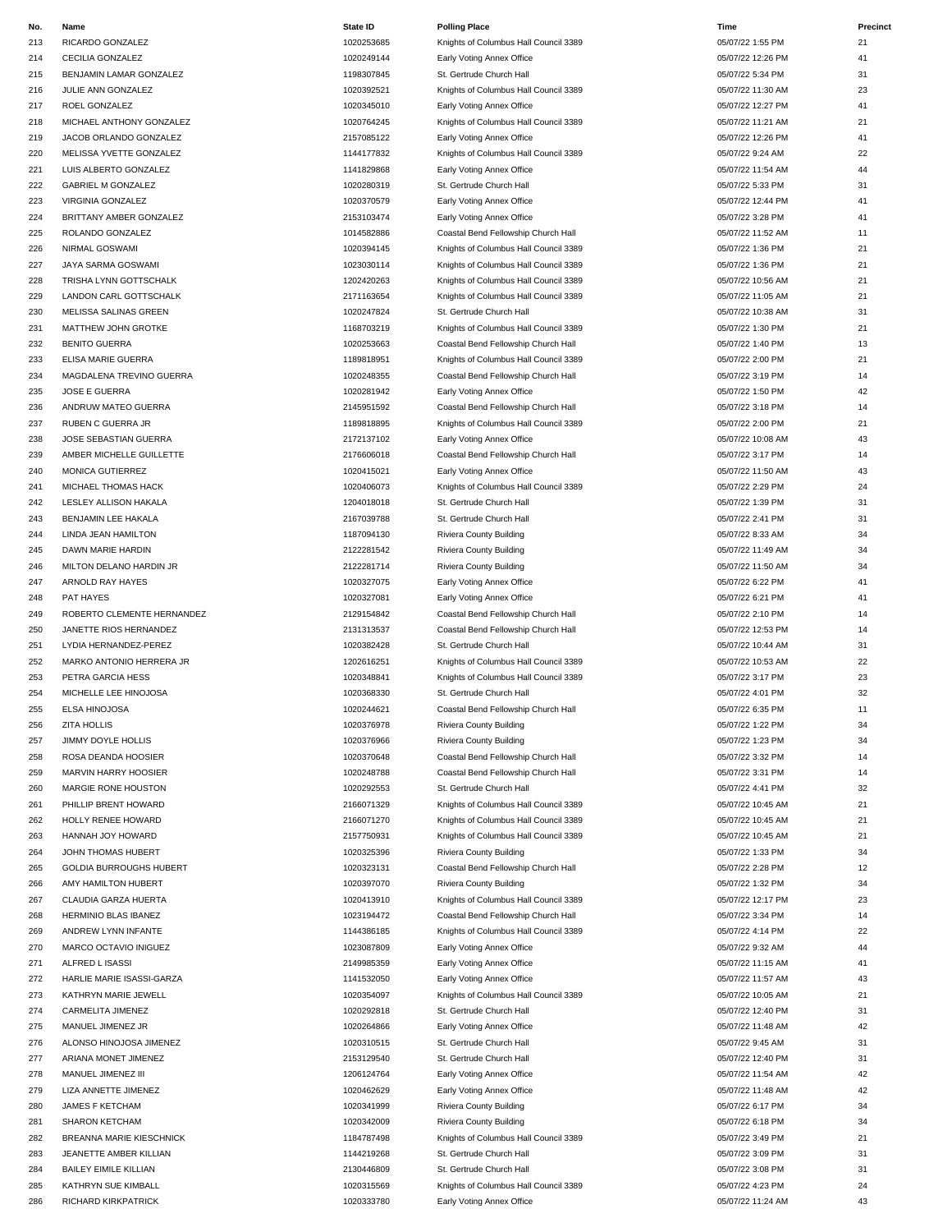| No. | Name | State ID | Polling Place | Time | Precinct |
|---|---|---|---|---|---|
| 213 | RICARDO GONZALEZ | 1020253685 | Knights of Columbus Hall Council 3389 | 05/07/22 1:55 PM | 21 |
| 214 | CECILIA GONZALEZ | 1020249144 | Early Voting Annex Office | 05/07/22 12:26 PM | 41 |
| 215 | BENJAMIN LAMAR GONZALEZ | 1198307845 | St. Gertrude Church Hall | 05/07/22 5:34 PM | 31 |
| 216 | JULIE ANN GONZALEZ | 1020392521 | Knights of Columbus Hall Council 3389 | 05/07/22 11:30 AM | 23 |
| 217 | ROEL GONZALEZ | 1020345010 | Early Voting Annex Office | 05/07/22 12:27 PM | 41 |
| 218 | MICHAEL ANTHONY GONZALEZ | 1020764245 | Knights of Columbus Hall Council 3389 | 05/07/22 11:21 AM | 21 |
| 219 | JACOB ORLANDO GONZALEZ | 2157085122 | Early Voting Annex Office | 05/07/22 12:26 PM | 41 |
| 220 | MELISSA YVETTE GONZALEZ | 1144177832 | Knights of Columbus Hall Council 3389 | 05/07/22 9:24 AM | 22 |
| 221 | LUIS ALBERTO GONZALEZ | 1141829868 | Early Voting Annex Office | 05/07/22 11:54 AM | 44 |
| 222 | GABRIEL M GONZALEZ | 1020280319 | St. Gertrude Church Hall | 05/07/22 5:33 PM | 31 |
| 223 | VIRGINIA GONZALEZ | 1020370579 | Early Voting Annex Office | 05/07/22 12:44 PM | 41 |
| 224 | BRITTANY AMBER GONZALEZ | 2153103474 | Early Voting Annex Office | 05/07/22 3:28 PM | 41 |
| 225 | ROLANDO GONZALEZ | 1014582886 | Coastal Bend Fellowship Church Hall | 05/07/22 11:52 AM | 11 |
| 226 | NIRMAL GOSWAMI | 1020394145 | Knights of Columbus Hall Council 3389 | 05/07/22 1:36 PM | 21 |
| 227 | JAYA SARMA GOSWAMI | 1023030114 | Knights of Columbus Hall Council 3389 | 05/07/22 1:36 PM | 21 |
| 228 | TRISHA LYNN GOTTSCHALK | 1202420263 | Knights of Columbus Hall Council 3389 | 05/07/22 10:56 AM | 21 |
| 229 | LANDON CARL GOTTSCHALK | 2171163654 | Knights of Columbus Hall Council 3389 | 05/07/22 11:05 AM | 21 |
| 230 | MELISSA SALINAS GREEN | 1020247824 | St. Gertrude Church Hall | 05/07/22 10:38 AM | 31 |
| 231 | MATTHEW JOHN GROTKE | 1168703219 | Knights of Columbus Hall Council 3389 | 05/07/22 1:30 PM | 21 |
| 232 | BENITO GUERRA | 1020253663 | Coastal Bend Fellowship Church Hall | 05/07/22 1:40 PM | 13 |
| 233 | ELISA MARIE GUERRA | 1189818951 | Knights of Columbus Hall Council 3389 | 05/07/22 2:00 PM | 21 |
| 234 | MAGDALENA TREVINO GUERRA | 1020248355 | Coastal Bend Fellowship Church Hall | 05/07/22 3:19 PM | 14 |
| 235 | JOSE E GUERRA | 1020281942 | Early Voting Annex Office | 05/07/22 1:50 PM | 42 |
| 236 | ANDRUW MATEO GUERRA | 2145951592 | Coastal Bend Fellowship Church Hall | 05/07/22 3:18 PM | 14 |
| 237 | RUBEN C GUERRA JR | 1189818895 | Knights of Columbus Hall Council 3389 | 05/07/22 2:00 PM | 21 |
| 238 | JOSE SEBASTIAN GUERRA | 2172137102 | Early Voting Annex Office | 05/07/22 10:08 AM | 43 |
| 239 | AMBER MICHELLE GUILLETTE | 2176606018 | Coastal Bend Fellowship Church Hall | 05/07/22 3:17 PM | 14 |
| 240 | MONICA GUTIERREZ | 1020415021 | Early Voting Annex Office | 05/07/22 11:50 AM | 43 |
| 241 | MICHAEL THOMAS HACK | 1020406073 | Knights of Columbus Hall Council 3389 | 05/07/22 2:29 PM | 24 |
| 242 | LESLEY ALLISON HAKALA | 1204018018 | St. Gertrude Church Hall | 05/07/22 1:39 PM | 31 |
| 243 | BENJAMIN LEE HAKALA | 2167039788 | St. Gertrude Church Hall | 05/07/22 2:41 PM | 31 |
| 244 | LINDA JEAN HAMILTON | 1187094130 | Riviera County Building | 05/07/22 8:33 AM | 34 |
| 245 | DAWN MARIE HARDIN | 2122281542 | Riviera County Building | 05/07/22 11:49 AM | 34 |
| 246 | MILTON DELANO HARDIN JR | 2122281714 | Riviera County Building | 05/07/22 11:50 AM | 34 |
| 247 | ARNOLD RAY HAYES | 1020327075 | Early Voting Annex Office | 05/07/22 6:22 PM | 41 |
| 248 | PAT HAYES | 1020327081 | Early Voting Annex Office | 05/07/22 6:21 PM | 41 |
| 249 | ROBERTO CLEMENTE HERNANDEZ | 2129154842 | Coastal Bend Fellowship Church Hall | 05/07/22 2:10 PM | 14 |
| 250 | JANETTE RIOS HERNANDEZ | 2131313537 | Coastal Bend Fellowship Church Hall | 05/07/22 12:53 PM | 14 |
| 251 | LYDIA HERNANDEZ-PEREZ | 1020382428 | St. Gertrude Church Hall | 05/07/22 10:44 AM | 31 |
| 252 | MARKO ANTONIO HERRERA JR | 1202616251 | Knights of Columbus Hall Council 3389 | 05/07/22 10:53 AM | 22 |
| 253 | PETRA GARCIA HESS | 1020348841 | Knights of Columbus Hall Council 3389 | 05/07/22 3:17 PM | 23 |
| 254 | MICHELLE LEE HINOJOSA | 1020368330 | St. Gertrude Church Hall | 05/07/22 4:01 PM | 32 |
| 255 | ELSA HINOJOSA | 1020244621 | Coastal Bend Fellowship Church Hall | 05/07/22 6:35 PM | 11 |
| 256 | ZITA HOLLIS | 1020376978 | Riviera County Building | 05/07/22 1:22 PM | 34 |
| 257 | JIMMY DOYLE HOLLIS | 1020376966 | Riviera County Building | 05/07/22 1:23 PM | 34 |
| 258 | ROSA DEANDA HOOSIER | 1020370648 | Coastal Bend Fellowship Church Hall | 05/07/22 3:32 PM | 14 |
| 259 | MARVIN HARRY HOOSIER | 1020248788 | Coastal Bend Fellowship Church Hall | 05/07/22 3:31 PM | 14 |
| 260 | MARGIE RONE HOUSTON | 1020292553 | St. Gertrude Church Hall | 05/07/22 4:41 PM | 32 |
| 261 | PHILLIP BRENT HOWARD | 2166071329 | Knights of Columbus Hall Council 3389 | 05/07/22 10:45 AM | 21 |
| 262 | HOLLY RENEE HOWARD | 2166071270 | Knights of Columbus Hall Council 3389 | 05/07/22 10:45 AM | 21 |
| 263 | HANNAH JOY HOWARD | 2157750931 | Knights of Columbus Hall Council 3389 | 05/07/22 10:45 AM | 21 |
| 264 | JOHN THOMAS HUBERT | 1020325396 | Riviera County Building | 05/07/22 1:33 PM | 34 |
| 265 | GOLDIA BURROUGHS HUBERT | 1020323131 | Coastal Bend Fellowship Church Hall | 05/07/22 2:28 PM | 12 |
| 266 | AMY HAMILTON HUBERT | 1020397070 | Riviera County Building | 05/07/22 1:32 PM | 34 |
| 267 | CLAUDIA GARZA HUERTA | 1020413910 | Knights of Columbus Hall Council 3389 | 05/07/22 12:17 PM | 23 |
| 268 | HERMINIO BLAS IBANEZ | 1023194472 | Coastal Bend Fellowship Church Hall | 05/07/22 3:34 PM | 14 |
| 269 | ANDREW LYNN INFANTE | 1144386185 | Knights of Columbus Hall Council 3389 | 05/07/22 4:14 PM | 22 |
| 270 | MARCO OCTAVIO INIGUEZ | 1023087809 | Early Voting Annex Office | 05/07/22 9:32 AM | 44 |
| 271 | ALFRED L ISASSI | 2149985359 | Early Voting Annex Office | 05/07/22 11:15 AM | 41 |
| 272 | HARLIE MARIE ISASSI-GARZA | 1141532050 | Early Voting Annex Office | 05/07/22 11:57 AM | 43 |
| 273 | KATHRYN MARIE JEWELL | 1020354097 | Knights of Columbus Hall Council 3389 | 05/07/22 10:05 AM | 21 |
| 274 | CARMELITA JIMENEZ | 1020292818 | St. Gertrude Church Hall | 05/07/22 12:40 PM | 31 |
| 275 | MANUEL JIMENEZ JR | 1020264866 | Early Voting Annex Office | 05/07/22 11:48 AM | 42 |
| 276 | ALONSO HINOJOSA JIMENEZ | 1020310515 | St. Gertrude Church Hall | 05/07/22 9:45 AM | 31 |
| 277 | ARIANA MONET JIMENEZ | 2153129540 | St. Gertrude Church Hall | 05/07/22 12:40 PM | 31 |
| 278 | MANUEL JIMENEZ III | 1206124764 | Early Voting Annex Office | 05/07/22 11:54 AM | 42 |
| 279 | LIZA ANNETTE JIMENEZ | 1020462629 | Early Voting Annex Office | 05/07/22 11:48 AM | 42 |
| 280 | JAMES F KETCHAM | 1020341999 | Riviera County Building | 05/07/22 6:17 PM | 34 |
| 281 | SHARON KETCHAM | 1020342009 | Riviera County Building | 05/07/22 6:18 PM | 34 |
| 282 | BREANNA MARIE KIESCHNICK | 1184787498 | Knights of Columbus Hall Council 3389 | 05/07/22 3:49 PM | 21 |
| 283 | JEANETTE AMBER KILLIAN | 1144219268 | St. Gertrude Church Hall | 05/07/22 3:09 PM | 31 |
| 284 | BAILEY EIMILE KILLIAN | 2130446809 | St. Gertrude Church Hall | 05/07/22 3:08 PM | 31 |
| 285 | KATHRYN SUE KIMBALL | 1020315569 | Knights of Columbus Hall Council 3389 | 05/07/22 4:23 PM | 24 |
| 286 | RICHARD KIRKPATRICK | 1020333780 | Early Voting Annex Office | 05/07/22 11:24 AM | 43 |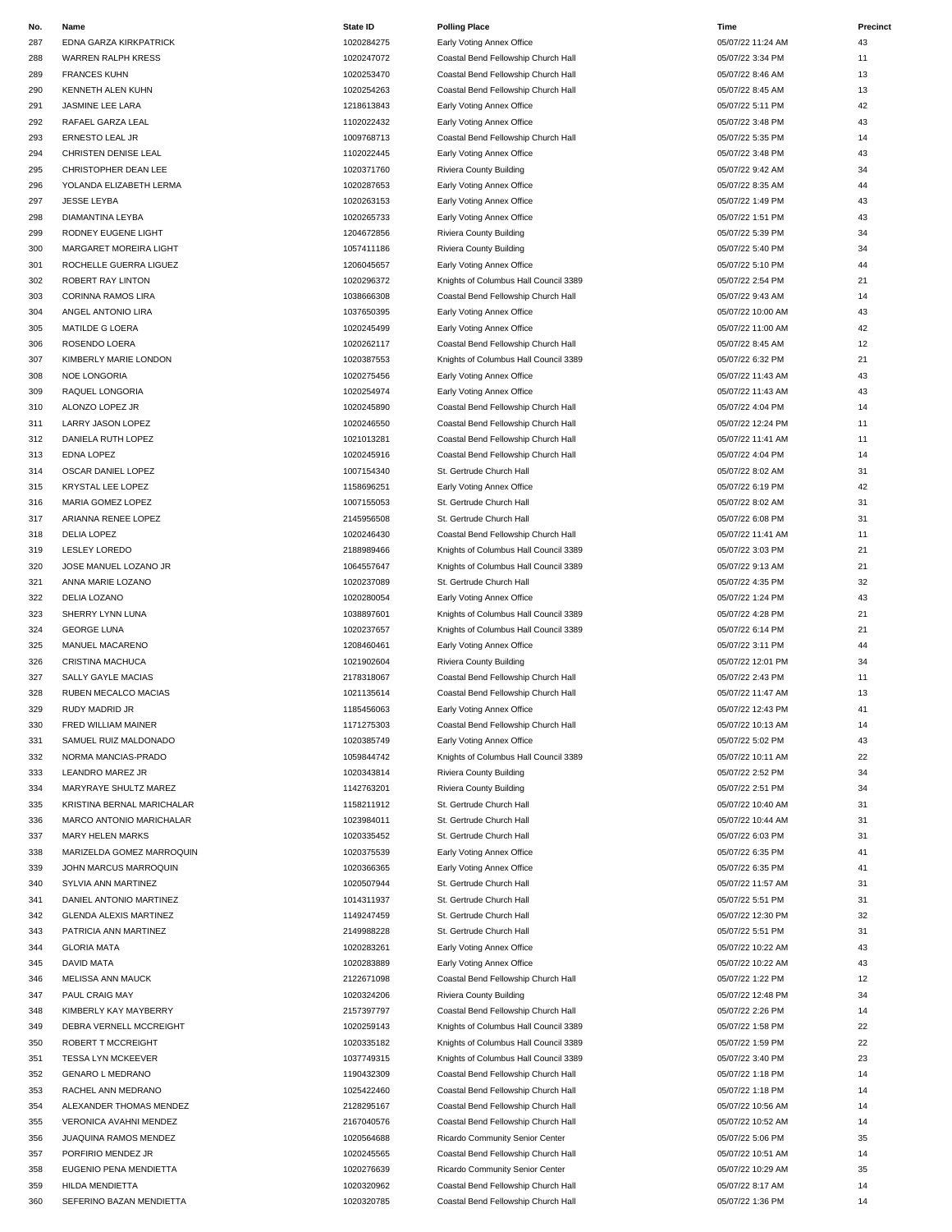| No. | Name | State ID | Polling Place | Time | Precinct |
|---|---|---|---|---|---|
| 287 | EDNA GARZA KIRKPATRICK | 1020284275 | Early Voting Annex Office | 05/07/22 11:24 AM | 43 |
| 288 | WARREN RALPH KRESS | 1020247072 | Coastal Bend Fellowship Church Hall | 05/07/22 3:34 PM | 11 |
| 289 | FRANCES KUHN | 1020253470 | Coastal Bend Fellowship Church Hall | 05/07/22 8:46 AM | 13 |
| 290 | KENNETH ALEN KUHN | 1020254263 | Coastal Bend Fellowship Church Hall | 05/07/22 8:45 AM | 13 |
| 291 | JASMINE LEE LARA | 1218613843 | Early Voting Annex Office | 05/07/22 5:11 PM | 42 |
| 292 | RAFAEL GARZA LEAL | 1102022432 | Early Voting Annex Office | 05/07/22 3:48 PM | 43 |
| 293 | ERNESTO LEAL JR | 1009768713 | Coastal Bend Fellowship Church Hall | 05/07/22 5:35 PM | 14 |
| 294 | CHRISTEN DENISE LEAL | 1102022445 | Early Voting Annex Office | 05/07/22 3:48 PM | 43 |
| 295 | CHRISTOPHER DEAN LEE | 1020371760 | Riviera County Building | 05/07/22 9:42 AM | 34 |
| 296 | YOLANDA ELIZABETH LERMA | 1020287653 | Early Voting Annex Office | 05/07/22 8:35 AM | 44 |
| 297 | JESSE LEYBA | 1020263153 | Early Voting Annex Office | 05/07/22 1:49 PM | 43 |
| 298 | DIAMANTINA LEYBA | 1020265733 | Early Voting Annex Office | 05/07/22 1:51 PM | 43 |
| 299 | RODNEY EUGENE LIGHT | 1204672856 | Riviera County Building | 05/07/22 5:39 PM | 34 |
| 300 | MARGARET MOREIRA LIGHT | 1057411186 | Riviera County Building | 05/07/22 5:40 PM | 34 |
| 301 | ROCHELLE GUERRA LIGUEZ | 1206045657 | Early Voting Annex Office | 05/07/22 5:10 PM | 44 |
| 302 | ROBERT RAY LINTON | 1020296372 | Knights of Columbus Hall Council 3389 | 05/07/22 2:54 PM | 21 |
| 303 | CORINNA RAMOS LIRA | 1038666308 | Coastal Bend Fellowship Church Hall | 05/07/22 9:43 AM | 14 |
| 304 | ANGEL ANTONIO LIRA | 1037650395 | Early Voting Annex Office | 05/07/22 10:00 AM | 43 |
| 305 | MATILDE G LOERA | 1020245499 | Early Voting Annex Office | 05/07/22 11:00 AM | 42 |
| 306 | ROSENDO LOERA | 1020262117 | Coastal Bend Fellowship Church Hall | 05/07/22 8:45 AM | 12 |
| 307 | KIMBERLY MARIE LONDON | 1020387553 | Knights of Columbus Hall Council 3389 | 05/07/22 6:32 PM | 21 |
| 308 | NOE LONGORIA | 1020275456 | Early Voting Annex Office | 05/07/22 11:43 AM | 43 |
| 309 | RAQUEL LONGORIA | 1020254974 | Early Voting Annex Office | 05/07/22 11:43 AM | 43 |
| 310 | ALONZO LOPEZ JR | 1020245890 | Coastal Bend Fellowship Church Hall | 05/07/22 4:04 PM | 14 |
| 311 | LARRY JASON LOPEZ | 1020246550 | Coastal Bend Fellowship Church Hall | 05/07/22 12:24 PM | 11 |
| 312 | DANIELA RUTH LOPEZ | 1021013281 | Coastal Bend Fellowship Church Hall | 05/07/22 11:41 AM | 11 |
| 313 | EDNA LOPEZ | 1020245916 | Coastal Bend Fellowship Church Hall | 05/07/22 4:04 PM | 14 |
| 314 | OSCAR DANIEL LOPEZ | 1007154340 | St. Gertrude Church Hall | 05/07/22 8:02 AM | 31 |
| 315 | KRYSTAL LEE LOPEZ | 1158696251 | Early Voting Annex Office | 05/07/22 6:19 PM | 42 |
| 316 | MARIA GOMEZ LOPEZ | 1007155053 | St. Gertrude Church Hall | 05/07/22 8:02 AM | 31 |
| 317 | ARIANNA RENEE LOPEZ | 2145956508 | St. Gertrude Church Hall | 05/07/22 6:08 PM | 31 |
| 318 | DELIA LOPEZ | 1020246430 | Coastal Bend Fellowship Church Hall | 05/07/22 11:41 AM | 11 |
| 319 | LESLEY LOREDO | 2188989466 | Knights of Columbus Hall Council 3389 | 05/07/22 3:03 PM | 21 |
| 320 | JOSE MANUEL LOZANO JR | 1064557647 | Knights of Columbus Hall Council 3389 | 05/07/22 9:13 AM | 21 |
| 321 | ANNA MARIE LOZANO | 1020237089 | St. Gertrude Church Hall | 05/07/22 4:35 PM | 32 |
| 322 | DELIA LOZANO | 1020280054 | Early Voting Annex Office | 05/07/22 1:24 PM | 43 |
| 323 | SHERRY LYNN LUNA | 1038897601 | Knights of Columbus Hall Council 3389 | 05/07/22 4:28 PM | 21 |
| 324 | GEORGE LUNA | 1020237657 | Knights of Columbus Hall Council 3389 | 05/07/22 6:14 PM | 21 |
| 325 | MANUEL MACARENO | 1208460461 | Early Voting Annex Office | 05/07/22 3:11 PM | 44 |
| 326 | CRISTINA MACHUCA | 1021902604 | Riviera County Building | 05/07/22 12:01 PM | 34 |
| 327 | SALLY GAYLE MACIAS | 2178318067 | Coastal Bend Fellowship Church Hall | 05/07/22 2:43 PM | 11 |
| 328 | RUBEN MECALCO MACIAS | 1021135614 | Coastal Bend Fellowship Church Hall | 05/07/22 11:47 AM | 13 |
| 329 | RUDY MADRID JR | 1185456063 | Early Voting Annex Office | 05/07/22 12:43 PM | 41 |
| 330 | FRED WILLIAM MAINER | 1171275303 | Coastal Bend Fellowship Church Hall | 05/07/22 10:13 AM | 14 |
| 331 | SAMUEL RUIZ MALDONADO | 1020385749 | Early Voting Annex Office | 05/07/22 5:02 PM | 43 |
| 332 | NORMA MANCIAS-PRADO | 1059844742 | Knights of Columbus Hall Council 3389 | 05/07/22 10:11 AM | 22 |
| 333 | LEANDRO MAREZ JR | 1020343814 | Riviera County Building | 05/07/22 2:52 PM | 34 |
| 334 | MARYRAYE SHULTZ MAREZ | 1142763201 | Riviera County Building | 05/07/22 2:51 PM | 34 |
| 335 | KRISTINA BERNAL MARICHALAR | 1158211912 | St. Gertrude Church Hall | 05/07/22 10:40 AM | 31 |
| 336 | MARCO ANTONIO MARICHALAR | 1023984011 | St. Gertrude Church Hall | 05/07/22 10:44 AM | 31 |
| 337 | MARY HELEN MARKS | 1020335452 | St. Gertrude Church Hall | 05/07/22 6:03 PM | 31 |
| 338 | MARIZELDA GOMEZ MARROQUIN | 1020375539 | Early Voting Annex Office | 05/07/22 6:35 PM | 41 |
| 339 | JOHN MARCUS MARROQUIN | 1020366365 | Early Voting Annex Office | 05/07/22 6:35 PM | 41 |
| 340 | SYLVIA ANN MARTINEZ | 1020507944 | St. Gertrude Church Hall | 05/07/22 11:57 AM | 31 |
| 341 | DANIEL ANTONIO MARTINEZ | 1014311937 | St. Gertrude Church Hall | 05/07/22 5:51 PM | 31 |
| 342 | GLENDA ALEXIS MARTINEZ | 1149247459 | St. Gertrude Church Hall | 05/07/22 12:30 PM | 32 |
| 343 | PATRICIA ANN MARTINEZ | 2149988228 | St. Gertrude Church Hall | 05/07/22 5:51 PM | 31 |
| 344 | GLORIA MATA | 1020283261 | Early Voting Annex Office | 05/07/22 10:22 AM | 43 |
| 345 | DAVID MATA | 1020283889 | Early Voting Annex Office | 05/07/22 10:22 AM | 43 |
| 346 | MELISSA ANN MAUCK | 2122671098 | Coastal Bend Fellowship Church Hall | 05/07/22 1:22 PM | 12 |
| 347 | PAUL CRAIG MAY | 1020324206 | Riviera County Building | 05/07/22 12:48 PM | 34 |
| 348 | KIMBERLY KAY MAYBERRY | 2157397797 | Coastal Bend Fellowship Church Hall | 05/07/22 2:26 PM | 14 |
| 349 | DEBRA VERNELL MCCREIGHT | 1020259143 | Knights of Columbus Hall Council 3389 | 05/07/22 1:58 PM | 22 |
| 350 | ROBERT T MCCREIGHT | 1020335182 | Knights of Columbus Hall Council 3389 | 05/07/22 1:59 PM | 22 |
| 351 | TESSA LYN MCKEEVER | 1037749315 | Knights of Columbus Hall Council 3389 | 05/07/22 3:40 PM | 23 |
| 352 | GENARO L MEDRANO | 1190432309 | Coastal Bend Fellowship Church Hall | 05/07/22 1:18 PM | 14 |
| 353 | RACHEL ANN MEDRANO | 1025422460 | Coastal Bend Fellowship Church Hall | 05/07/22 1:18 PM | 14 |
| 354 | ALEXANDER THOMAS MENDEZ | 2128295167 | Coastal Bend Fellowship Church Hall | 05/07/22 10:56 AM | 14 |
| 355 | VERONICA AVAHNI MENDEZ | 2167040576 | Coastal Bend Fellowship Church Hall | 05/07/22 10:52 AM | 14 |
| 356 | JUAQUINA RAMOS MENDEZ | 1020564688 | Ricardo Community Senior Center | 05/07/22 5:06 PM | 35 |
| 357 | PORFIRIO MENDEZ JR | 1020245565 | Coastal Bend Fellowship Church Hall | 05/07/22 10:51 AM | 14 |
| 358 | EUGENIO PENA MENDIETTA | 1020276639 | Ricardo Community Senior Center | 05/07/22 10:29 AM | 35 |
| 359 | HILDA MENDIETTA | 1020320962 | Coastal Bend Fellowship Church Hall | 05/07/22 8:17 AM | 14 |
| 360 | SEFERINO BAZAN MENDIETTA | 1020320785 | Coastal Bend Fellowship Church Hall | 05/07/22 1:36 PM | 14 |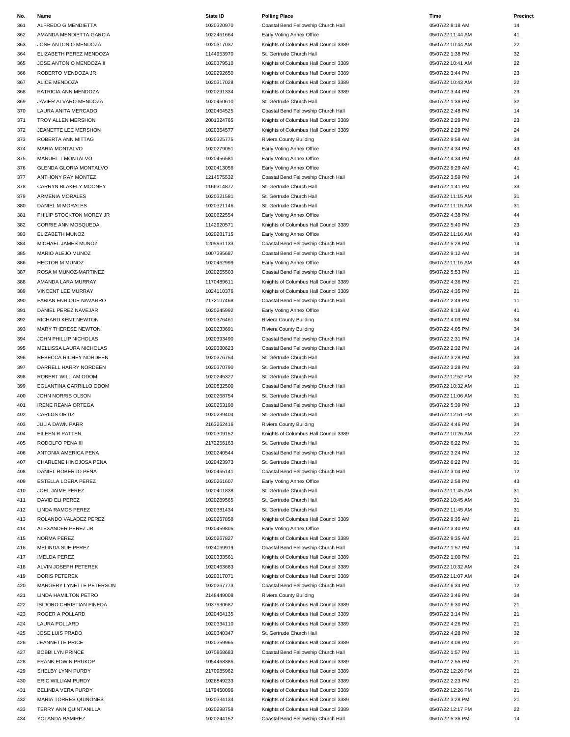| No. | Name | State ID | Polling Place | Time | Precinct |
|---|---|---|---|---|---|
| 361 | ALFREDO G MENDIETTA | 1020320970 | Coastal Bend Fellowship Church Hall | 05/07/22 8:18 AM | 14 |
| 362 | AMANDA MENDIETTA-GARCIA | 1022461664 | Early Voting Annex Office | 05/07/22 11:44 AM | 41 |
| 363 | JOSE ANTONIO MENDOZA | 1020317037 | Knights of Columbus Hall Council 3389 | 05/07/22 10:44 AM | 22 |
| 364 | ELIZABETH PEREZ MENDOZA | 1144953970 | St. Gertrude Church Hall | 05/07/22 1:38 PM | 32 |
| 365 | JOSE ANTONIO MENDOZA II | 1020379510 | Knights of Columbus Hall Council 3389 | 05/07/22 10:41 AM | 22 |
| 366 | ROBERTO MENDOZA JR | 1020292650 | Knights of Columbus Hall Council 3389 | 05/07/22 3:44 PM | 23 |
| 367 | ALICE MENDOZA | 1020317028 | Knights of Columbus Hall Council 3389 | 05/07/22 10:43 AM | 22 |
| 368 | PATRICIA ANN MENDOZA | 1020291334 | Knights of Columbus Hall Council 3389 | 05/07/22 3:44 PM | 23 |
| 369 | JAVIER ALVARO MENDOZA | 1020460610 | St. Gertrude Church Hall | 05/07/22 1:38 PM | 32 |
| 370 | LAURA ANITA MERCADO | 1020464525 | Coastal Bend Fellowship Church Hall | 05/07/22 2:48 PM | 14 |
| 371 | TROY ALLEN MERSHON | 2001324765 | Knights of Columbus Hall Council 3389 | 05/07/22 2:29 PM | 23 |
| 372 | JEANETTE LEE MERSHON | 1020354577 | Knights of Columbus Hall Council 3389 | 05/07/22 2:29 PM | 24 |
| 373 | ROBERTA ANN MITTAG | 1020325775 | Riviera County Building | 05/07/22 9:58 AM | 34 |
| 374 | MARIA MONTALVO | 1020279051 | Early Voting Annex Office | 05/07/22 4:34 PM | 43 |
| 375 | MANUEL T MONTALVO | 1020456581 | Early Voting Annex Office | 05/07/22 4:34 PM | 43 |
| 376 | GLENDA GLORIA MONTALVO | 1020413056 | Early Voting Annex Office | 05/07/22 9:29 AM | 41 |
| 377 | ANTHONY RAY MONTEZ | 1214575532 | Coastal Bend Fellowship Church Hall | 05/07/22 3:59 PM | 14 |
| 378 | CARRYN BLAKELY MOONEY | 1166314877 | St. Gertrude Church Hall | 05/07/22 1:41 PM | 33 |
| 379 | ARMENIA MORALES | 1020321581 | St. Gertrude Church Hall | 05/07/22 11:15 AM | 31 |
| 380 | DANIEL M MORALES | 1020321146 | St. Gertrude Church Hall | 05/07/22 11:15 AM | 31 |
| 381 | PHILIP STOCKTON MOREY JR | 1020622554 | Early Voting Annex Office | 05/07/22 4:38 PM | 44 |
| 382 | CORRIE ANN MOSQUEDA | 1142920571 | Knights of Columbus Hall Council 3389 | 05/07/22 5:40 PM | 23 |
| 383 | ELIZABETH MUNOZ | 1020281715 | Early Voting Annex Office | 05/07/22 11:16 AM | 43 |
| 384 | MICHAEL JAMES MUNOZ | 1205961133 | Coastal Bend Fellowship Church Hall | 05/07/22 5:28 PM | 14 |
| 385 | MARIO ALEJO MUNOZ | 1007395687 | Coastal Bend Fellowship Church Hall | 05/07/22 9:12 AM | 14 |
| 386 | HECTOR M MUNOZ | 1020462999 | Early Voting Annex Office | 05/07/22 11:16 AM | 43 |
| 387 | ROSA M MUNOZ-MARTINEZ | 1020265503 | Coastal Bend Fellowship Church Hall | 05/07/22 5:53 PM | 11 |
| 388 | AMANDA LARA MURRAY | 1170489611 | Knights of Columbus Hall Council 3389 | 05/07/22 4:36 PM | 21 |
| 389 | VINCENT LEE MURRAY | 1024110376 | Knights of Columbus Hall Council 3389 | 05/07/22 4:35 PM | 21 |
| 390 | FABIAN ENRIQUE NAVARRO | 2172107468 | Coastal Bend Fellowship Church Hall | 05/07/22 2:49 PM | 11 |
| 391 | DANIEL PEREZ NAVEJAR | 1020245992 | Early Voting Annex Office | 05/07/22 8:18 AM | 41 |
| 392 | RICHARD KENT NEWTON | 1020376461 | Riviera County Building | 05/07/22 4:03 PM | 34 |
| 393 | MARY THERESE NEWTON | 1020233691 | Riviera County Building | 05/07/22 4:05 PM | 34 |
| 394 | JOHN PHILLIP NICHOLAS | 1020393490 | Coastal Bend Fellowship Church Hall | 05/07/22 2:31 PM | 14 |
| 395 | MELLISSA LAURA NICHOLAS | 1020380623 | Coastal Bend Fellowship Church Hall | 05/07/22 2:32 PM | 14 |
| 396 | REBECCA RICHEY NORDEEN | 1020376754 | St. Gertrude Church Hall | 05/07/22 3:28 PM | 33 |
| 397 | DARRELL HARRY NORDEEN | 1020370790 | St. Gertrude Church Hall | 05/07/22 3:28 PM | 33 |
| 398 | ROBERT WILLIAM ODOM | 1020245327 | St. Gertrude Church Hall | 05/07/22 12:52 PM | 32 |
| 399 | EGLANTINA CARRILLO ODOM | 1020832500 | Coastal Bend Fellowship Church Hall | 05/07/22 10:32 AM | 11 |
| 400 | JOHN NORRIS OLSON | 1020268754 | St. Gertrude Church Hall | 05/07/22 11:06 AM | 31 |
| 401 | IRENE REANA ORTEGA | 1020253190 | Coastal Bend Fellowship Church Hall | 05/07/22 5:39 PM | 13 |
| 402 | CARLOS ORTIZ | 1020239404 | St. Gertrude Church Hall | 05/07/22 12:51 PM | 31 |
| 403 | JULIA DAWN PARR | 2163262416 | Riviera County Building | 05/07/22 4:46 PM | 34 |
| 404 | EILEEN R PATTEN | 1020309152 | Knights of Columbus Hall Council 3389 | 05/07/22 10:26 AM | 22 |
| 405 | RODOLFO PENA III | 2172256163 | St. Gertrude Church Hall | 05/07/22 6:22 PM | 31 |
| 406 | ANTONIA AMERICA PENA | 1020240544 | Coastal Bend Fellowship Church Hall | 05/07/22 3:24 PM | 12 |
| 407 | CHARLENE HINOJOSA PENA | 1020423973 | St. Gertrude Church Hall | 05/07/22 6:22 PM | 31 |
| 408 | DANIEL ROBERTO PENA | 1020465141 | Coastal Bend Fellowship Church Hall | 05/07/22 3:04 PM | 12 |
| 409 | ESTELLA LOERA PEREZ | 1020261607 | Early Voting Annex Office | 05/07/22 2:58 PM | 43 |
| 410 | JOEL JAIME PEREZ | 1020401838 | St. Gertrude Church Hall | 05/07/22 11:45 AM | 31 |
| 411 | DAVID ELI PEREZ | 1020289565 | St. Gertrude Church Hall | 05/07/22 10:45 AM | 31 |
| 412 | LINDA RAMOS PEREZ | 1020381434 | St. Gertrude Church Hall | 05/07/22 11:45 AM | 31 |
| 413 | ROLANDO VALADEZ PEREZ | 1020267858 | Knights of Columbus Hall Council 3389 | 05/07/22 9:35 AM | 21 |
| 414 | ALEXANDER PEREZ JR | 1020459806 | Early Voting Annex Office | 05/07/22 3:40 PM | 43 |
| 415 | NORMA PEREZ | 1020267827 | Knights of Columbus Hall Council 3389 | 05/07/22 9:35 AM | 21 |
| 416 | MELINDA SUE PEREZ | 1024069919 | Coastal Bend Fellowship Church Hall | 05/07/22 1:57 PM | 14 |
| 417 | IMELDA PEREZ | 1020333561 | Knights of Columbus Hall Council 3389 | 05/07/22 1:00 PM | 21 |
| 418 | ALVIN JOSEPH PETEREK | 1020463683 | Knights of Columbus Hall Council 3389 | 05/07/22 10:32 AM | 24 |
| 419 | DORIS PETEREK | 1020317071 | Knights of Columbus Hall Council 3389 | 05/07/22 11:07 AM | 24 |
| 420 | MARGERY LYNETTE PETERSON | 1020267773 | Coastal Bend Fellowship Church Hall | 05/07/22 6:34 PM | 12 |
| 421 | LINDA HAMILTON PETRO | 2148449008 | Riviera County Building | 05/07/22 3:46 PM | 34 |
| 422 | ISIDORO CHRISTIAN PINEDA | 1037930687 | Knights of Columbus Hall Council 3389 | 05/07/22 6:30 PM | 21 |
| 423 | ROGER A POLLARD | 1020464135 | Knights of Columbus Hall Council 3389 | 05/07/22 3:14 PM | 21 |
| 424 | LAURA POLLARD | 1020334110 | Knights of Columbus Hall Council 3389 | 05/07/22 4:26 PM | 21 |
| 425 | JOSE LUIS PRADO | 1020340347 | St. Gertrude Church Hall | 05/07/22 4:28 PM | 32 |
| 426 | JEANNETTE PRICE | 1020359965 | Knights of Columbus Hall Council 3389 | 05/07/22 4:08 PM | 21 |
| 427 | BOBBI LYN PRINCE | 1070868683 | Coastal Bend Fellowship Church Hall | 05/07/22 1:57 PM | 11 |
| 428 | FRANK EDWIN PRUKOP | 1054468386 | Knights of Columbus Hall Council 3389 | 05/07/22 2:55 PM | 21 |
| 429 | SHELBY LYNN PURDY | 2170985962 | Knights of Columbus Hall Council 3389 | 05/07/22 12:26 PM | 21 |
| 430 | ERIC WILLIAM PURDY | 1026849233 | Knights of Columbus Hall Council 3389 | 05/07/22 2:23 PM | 21 |
| 431 | BELINDA VERA PURDY | 1179450096 | Knights of Columbus Hall Council 3389 | 05/07/22 12:26 PM | 21 |
| 432 | MARIA TORRES QUINONES | 1020334134 | Knights of Columbus Hall Council 3389 | 05/07/22 3:28 PM | 21 |
| 433 | TERRY ANN QUINTANILLA | 1020298758 | Knights of Columbus Hall Council 3389 | 05/07/22 12:17 PM | 22 |
| 434 | YOLANDA RAMIREZ | 1020244152 | Coastal Bend Fellowship Church Hall | 05/07/22 5:36 PM | 14 |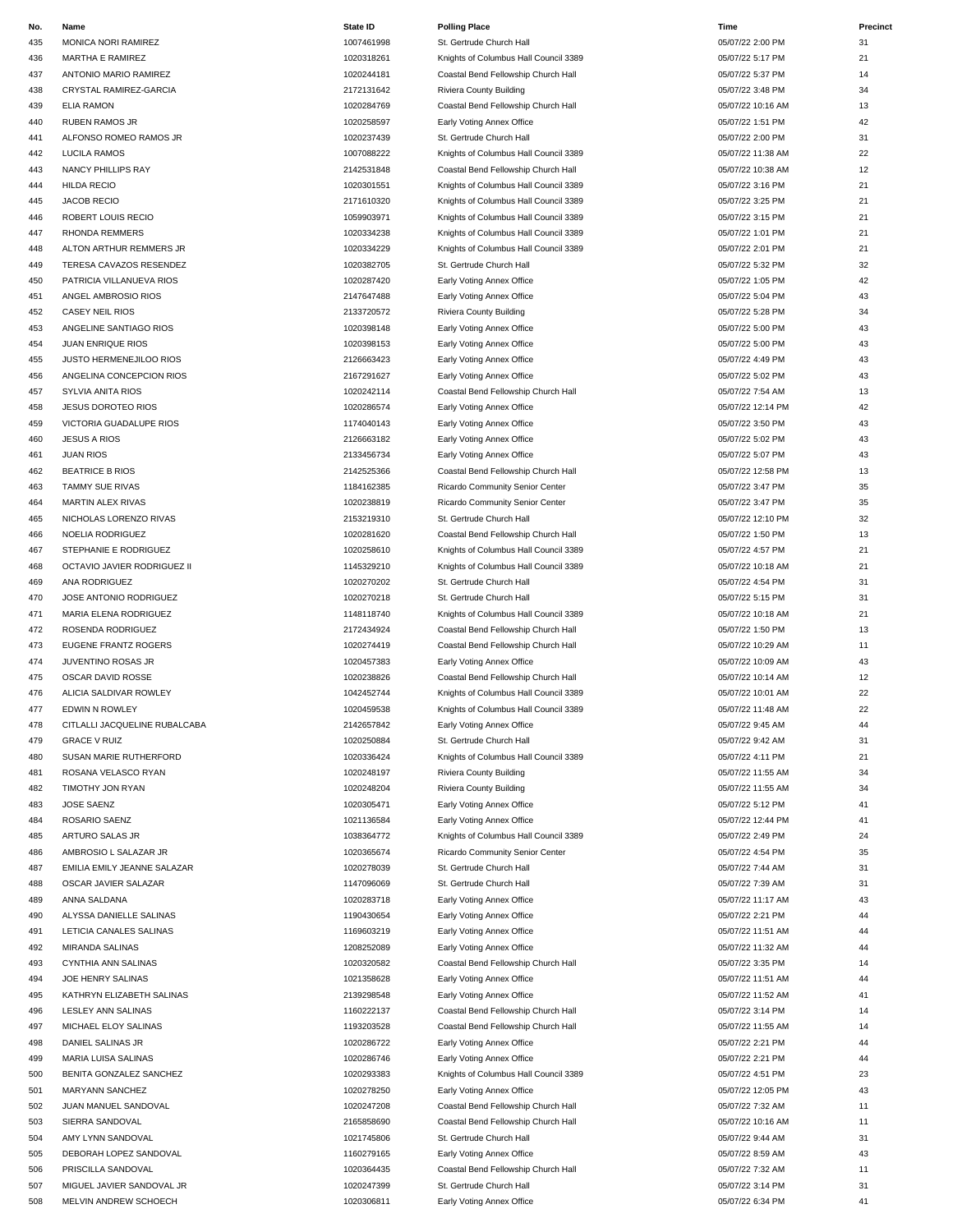| No. | Name | State ID | Polling Place | Time | Precinct |
|---|---|---|---|---|---|
| 435 | MONICA NORI RAMIREZ | 1007461998 | St. Gertrude Church Hall | 05/07/22 2:00 PM | 31 |
| 436 | MARTHA E RAMIREZ | 1020318261 | Knights of Columbus Hall Council 3389 | 05/07/22 5:17 PM | 21 |
| 437 | ANTONIO MARIO RAMIREZ | 1020244181 | Coastal Bend Fellowship Church Hall | 05/07/22 5:37 PM | 14 |
| 438 | CRYSTAL RAMIREZ-GARCIA | 2172131642 | Riviera County Building | 05/07/22 3:48 PM | 34 |
| 439 | ELIA RAMON | 1020284769 | Coastal Bend Fellowship Church Hall | 05/07/22 10:16 AM | 13 |
| 440 | RUBEN RAMOS JR | 1020258597 | Early Voting Annex Office | 05/07/22 1:51 PM | 42 |
| 441 | ALFONSO ROMEO RAMOS JR | 1020237439 | St. Gertrude Church Hall | 05/07/22 2:00 PM | 31 |
| 442 | LUCILA RAMOS | 1007088222 | Knights of Columbus Hall Council 3389 | 05/07/22 11:38 AM | 22 |
| 443 | NANCY PHILLIPS RAY | 2142531848 | Coastal Bend Fellowship Church Hall | 05/07/22 10:38 AM | 12 |
| 444 | HILDA RECIO | 1020301551 | Knights of Columbus Hall Council 3389 | 05/07/22 3:16 PM | 21 |
| 445 | JACOB RECIO | 2171610320 | Knights of Columbus Hall Council 3389 | 05/07/22 3:25 PM | 21 |
| 446 | ROBERT LOUIS RECIO | 1059903971 | Knights of Columbus Hall Council 3389 | 05/07/22 3:15 PM | 21 |
| 447 | RHONDA REMMERS | 1020334238 | Knights of Columbus Hall Council 3389 | 05/07/22 1:01 PM | 21 |
| 448 | ALTON ARTHUR REMMERS JR | 1020334229 | Knights of Columbus Hall Council 3389 | 05/07/22 2:01 PM | 21 |
| 449 | TERESA CAVAZOS RESENDEZ | 1020382705 | St. Gertrude Church Hall | 05/07/22 5:32 PM | 32 |
| 450 | PATRICIA VILLANUEVA RIOS | 1020287420 | Early Voting Annex Office | 05/07/22 1:05 PM | 42 |
| 451 | ANGEL AMBROSIO RIOS | 2147647488 | Early Voting Annex Office | 05/07/22 5:04 PM | 43 |
| 452 | CASEY NEIL RIOS | 2133720572 | Riviera County Building | 05/07/22 5:28 PM | 34 |
| 453 | ANGELINE SANTIAGO RIOS | 1020398148 | Early Voting Annex Office | 05/07/22 5:00 PM | 43 |
| 454 | JUAN ENRIQUE RIOS | 1020398153 | Early Voting Annex Office | 05/07/22 5:00 PM | 43 |
| 455 | JUSTO HERMENEJILOO RIOS | 2126663423 | Early Voting Annex Office | 05/07/22 4:49 PM | 43 |
| 456 | ANGELINA CONCEPCION RIOS | 2167291627 | Early Voting Annex Office | 05/07/22 5:02 PM | 43 |
| 457 | SYLVIA ANITA RIOS | 1020242114 | Coastal Bend Fellowship Church Hall | 05/07/22 7:54 AM | 13 |
| 458 | JESUS DOROTEO RIOS | 1020286574 | Early Voting Annex Office | 05/07/22 12:14 PM | 42 |
| 459 | VICTORIA GUADALUPE RIOS | 1174040143 | Early Voting Annex Office | 05/07/22 3:50 PM | 43 |
| 460 | JESUS A RIOS | 2126663182 | Early Voting Annex Office | 05/07/22 5:02 PM | 43 |
| 461 | JUAN RIOS | 2133456734 | Early Voting Annex Office | 05/07/22 5:07 PM | 43 |
| 462 | BEATRICE B RIOS | 2142525366 | Coastal Bend Fellowship Church Hall | 05/07/22 12:58 PM | 13 |
| 463 | TAMMY SUE RIVAS | 1184162385 | Ricardo Community Senior Center | 05/07/22 3:47 PM | 35 |
| 464 | MARTIN ALEX RIVAS | 1020238819 | Ricardo Community Senior Center | 05/07/22 3:47 PM | 35 |
| 465 | NICHOLAS LORENZO RIVAS | 2153219310 | St. Gertrude Church Hall | 05/07/22 12:10 PM | 32 |
| 466 | NOELIA RODRIGUEZ | 1020281620 | Coastal Bend Fellowship Church Hall | 05/07/22 1:50 PM | 13 |
| 467 | STEPHANIE E RODRIGUEZ | 1020258610 | Knights of Columbus Hall Council 3389 | 05/07/22 4:57 PM | 21 |
| 468 | OCTAVIO JAVIER RODRIGUEZ II | 1145329210 | Knights of Columbus Hall Council 3389 | 05/07/22 10:18 AM | 21 |
| 469 | ANA RODRIGUEZ | 1020270202 | St. Gertrude Church Hall | 05/07/22 4:54 PM | 31 |
| 470 | JOSE ANTONIO RODRIGUEZ | 1020270218 | St. Gertrude Church Hall | 05/07/22 5:15 PM | 31 |
| 471 | MARIA ELENA RODRIGUEZ | 1148118740 | Knights of Columbus Hall Council 3389 | 05/07/22 10:18 AM | 21 |
| 472 | ROSENDA RODRIGUEZ | 2172434924 | Coastal Bend Fellowship Church Hall | 05/07/22 1:50 PM | 13 |
| 473 | EUGENE FRANTZ ROGERS | 1020274419 | Coastal Bend Fellowship Church Hall | 05/07/22 10:29 AM | 11 |
| 474 | JUVENTINO ROSAS JR | 1020457383 | Early Voting Annex Office | 05/07/22 10:09 AM | 43 |
| 475 | OSCAR DAVID ROSSE | 1020238826 | Coastal Bend Fellowship Church Hall | 05/07/22 10:14 AM | 12 |
| 476 | ALICIA SALDIVAR ROWLEY | 1042452744 | Knights of Columbus Hall Council 3389 | 05/07/22 10:01 AM | 22 |
| 477 | EDWIN N ROWLEY | 1020459538 | Knights of Columbus Hall Council 3389 | 05/07/22 11:48 AM | 22 |
| 478 | CITLALLI JACQUELINE RUBALCABA | 2142657842 | Early Voting Annex Office | 05/07/22 9:45 AM | 44 |
| 479 | GRACE V RUIZ | 1020250884 | St. Gertrude Church Hall | 05/07/22 9:42 AM | 31 |
| 480 | SUSAN MARIE RUTHERFORD | 1020336424 | Knights of Columbus Hall Council 3389 | 05/07/22 4:11 PM | 21 |
| 481 | ROSANA VELASCO RYAN | 1020248197 | Riviera County Building | 05/07/22 11:55 AM | 34 |
| 482 | TIMOTHY JON RYAN | 1020248204 | Riviera County Building | 05/07/22 11:55 AM | 34 |
| 483 | JOSE SAENZ | 1020305471 | Early Voting Annex Office | 05/07/22 5:12 PM | 41 |
| 484 | ROSARIO SAENZ | 1021136584 | Early Voting Annex Office | 05/07/22 12:44 PM | 41 |
| 485 | ARTURO SALAS JR | 1038364772 | Knights of Columbus Hall Council 3389 | 05/07/22 2:49 PM | 24 |
| 486 | AMBROSIO L SALAZAR JR | 1020365674 | Ricardo Community Senior Center | 05/07/22 4:54 PM | 35 |
| 487 | EMILIA EMILY JEANNE SALAZAR | 1020278039 | St. Gertrude Church Hall | 05/07/22 7:44 AM | 31 |
| 488 | OSCAR JAVIER SALAZAR | 1147096069 | St. Gertrude Church Hall | 05/07/22 7:39 AM | 31 |
| 489 | ANNA SALDANA | 1020283718 | Early Voting Annex Office | 05/07/22 11:17 AM | 43 |
| 490 | ALYSSA DANIELLE SALINAS | 1190430654 | Early Voting Annex Office | 05/07/22 2:21 PM | 44 |
| 491 | LETICIA CANALES SALINAS | 1169603219 | Early Voting Annex Office | 05/07/22 11:51 AM | 44 |
| 492 | MIRANDA SALINAS | 1208252089 | Early Voting Annex Office | 05/07/22 11:32 AM | 44 |
| 493 | CYNTHIA ANN SALINAS | 1020320582 | Coastal Bend Fellowship Church Hall | 05/07/22 3:35 PM | 14 |
| 494 | JOE HENRY SALINAS | 1021358628 | Early Voting Annex Office | 05/07/22 11:51 AM | 44 |
| 495 | KATHRYN ELIZABETH SALINAS | 2139298548 | Early Voting Annex Office | 05/07/22 11:52 AM | 41 |
| 496 | LESLEY ANN SALINAS | 1160222137 | Coastal Bend Fellowship Church Hall | 05/07/22 3:14 PM | 14 |
| 497 | MICHAEL ELOY SALINAS | 1193203528 | Coastal Bend Fellowship Church Hall | 05/07/22 11:55 AM | 14 |
| 498 | DANIEL SALINAS JR | 1020286722 | Early Voting Annex Office | 05/07/22 2:21 PM | 44 |
| 499 | MARIA LUISA SALINAS | 1020286746 | Early Voting Annex Office | 05/07/22 2:21 PM | 44 |
| 500 | BENITA GONZALEZ SANCHEZ | 1020293383 | Knights of Columbus Hall Council 3389 | 05/07/22 4:51 PM | 23 |
| 501 | MARYANN SANCHEZ | 1020278250 | Early Voting Annex Office | 05/07/22 12:05 PM | 43 |
| 502 | JUAN MANUEL SANDOVAL | 1020247208 | Coastal Bend Fellowship Church Hall | 05/07/22 7:32 AM | 11 |
| 503 | SIERRA SANDOVAL | 2165858690 | Coastal Bend Fellowship Church Hall | 05/07/22 10:16 AM | 11 |
| 504 | AMY LYNN SANDOVAL | 1021745806 | St. Gertrude Church Hall | 05/07/22 9:44 AM | 31 |
| 505 | DEBORAH LOPEZ SANDOVAL | 1160279165 | Early Voting Annex Office | 05/07/22 8:59 AM | 43 |
| 506 | PRISCILLA SANDOVAL | 1020364435 | Coastal Bend Fellowship Church Hall | 05/07/22 7:32 AM | 11 |
| 507 | MIGUEL JAVIER SANDOVAL JR | 1020247399 | St. Gertrude Church Hall | 05/07/22 3:14 PM | 31 |
| 508 | MELVIN ANDREW SCHOECH | 1020306811 | Early Voting Annex Office | 05/07/22 6:34 PM | 41 |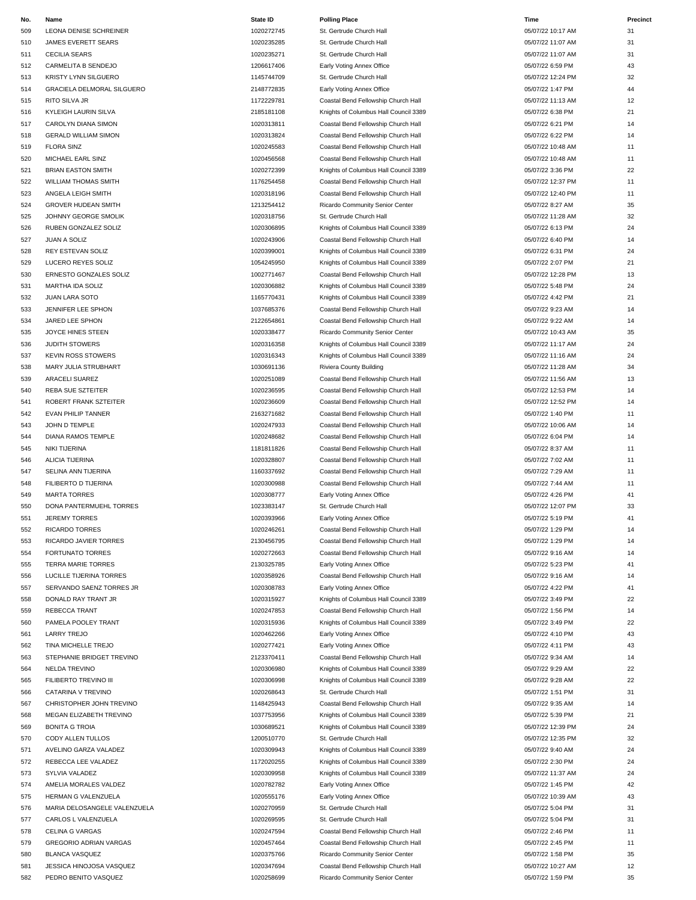| No. | Name | State ID | Polling Place | Time | Precinct |
|---|---|---|---|---|---|
| 509 | LEONA DENISE SCHREINER | 1020272745 | St. Gertrude Church Hall | 05/07/22 10:17 AM | 31 |
| 510 | JAMES EVERETT SEARS | 1020235285 | St. Gertrude Church Hall | 05/07/22 11:07 AM | 31 |
| 511 | CECILIA SEARS | 1020235271 | St. Gertrude Church Hall | 05/07/22 11:07 AM | 31 |
| 512 | CARMELITA B SENDEJO | 1206617406 | Early Voting Annex Office | 05/07/22 6:59 PM | 43 |
| 513 | KRISTY LYNN SILGUERO | 1145744709 | St. Gertrude Church Hall | 05/07/22 12:24 PM | 32 |
| 514 | GRACIELA DELMORAL SILGUERO | 2148772835 | Early Voting Annex Office | 05/07/22 1:47 PM | 44 |
| 515 | RITO SILVA JR | 1172229781 | Coastal Bend Fellowship Church Hall | 05/07/22 11:13 AM | 12 |
| 516 | KYLEIGH LAURIN SILVA | 2185181108 | Knights of Columbus Hall Council 3389 | 05/07/22 6:38 PM | 21 |
| 517 | CAROLYN DIANA SIMON | 1020313811 | Coastal Bend Fellowship Church Hall | 05/07/22 6:21 PM | 14 |
| 518 | GERALD WILLIAM SIMON | 1020313824 | Coastal Bend Fellowship Church Hall | 05/07/22 6:22 PM | 14 |
| 519 | FLORA SINZ | 1020245583 | Coastal Bend Fellowship Church Hall | 05/07/22 10:48 AM | 11 |
| 520 | MICHAEL EARL SINZ | 1020456568 | Coastal Bend Fellowship Church Hall | 05/07/22 10:48 AM | 11 |
| 521 | BRIAN EASTON SMITH | 1020272399 | Knights of Columbus Hall Council 3389 | 05/07/22 3:36 PM | 22 |
| 522 | WILLIAM THOMAS SMITH | 1176254458 | Coastal Bend Fellowship Church Hall | 05/07/22 12:37 PM | 11 |
| 523 | ANGELA LEIGH SMITH | 1020318196 | Coastal Bend Fellowship Church Hall | 05/07/22 12:40 PM | 11 |
| 524 | GROVER HUDEAN SMITH | 1213254412 | Ricardo Community Senior Center | 05/07/22 8:27 AM | 35 |
| 525 | JOHNNY GEORGE SMOLIK | 1020318756 | St. Gertrude Church Hall | 05/07/22 11:28 AM | 32 |
| 526 | RUBEN GONZALEZ SOLIZ | 1020306895 | Knights of Columbus Hall Council 3389 | 05/07/22 6:13 PM | 24 |
| 527 | JUAN A SOLIZ | 1020243906 | Coastal Bend Fellowship Church Hall | 05/07/22 6:40 PM | 14 |
| 528 | REY ESTEVAN SOLIZ | 1020399001 | Knights of Columbus Hall Council 3389 | 05/07/22 6:31 PM | 24 |
| 529 | LUCERO REYES SOLIZ | 1054245950 | Knights of Columbus Hall Council 3389 | 05/07/22 2:07 PM | 21 |
| 530 | ERNESTO GONZALES SOLIZ | 1002771467 | Coastal Bend Fellowship Church Hall | 05/07/22 12:28 PM | 13 |
| 531 | MARTHA IDA SOLIZ | 1020306882 | Knights of Columbus Hall Council 3389 | 05/07/22 5:48 PM | 24 |
| 532 | JUAN LARA SOTO | 1165770431 | Knights of Columbus Hall Council 3389 | 05/07/22 4:42 PM | 21 |
| 533 | JENNIFER LEE SPHON | 1037685376 | Coastal Bend Fellowship Church Hall | 05/07/22 9:23 AM | 14 |
| 534 | JARED LEE SPHON | 2122654861 | Coastal Bend Fellowship Church Hall | 05/07/22 9:22 AM | 14 |
| 535 | JOYCE HINES STEEN | 1020338477 | Ricardo Community Senior Center | 05/07/22 10:43 AM | 35 |
| 536 | JUDITH STOWERS | 1020316358 | Knights of Columbus Hall Council 3389 | 05/07/22 11:17 AM | 24 |
| 537 | KEVIN ROSS STOWERS | 1020316343 | Knights of Columbus Hall Council 3389 | 05/07/22 11:16 AM | 24 |
| 538 | MARY JULIA STRUBHART | 1030691136 | Riviera County Building | 05/07/22 11:28 AM | 34 |
| 539 | ARACELI SUAREZ | 1020251089 | Coastal Bend Fellowship Church Hall | 05/07/22 11:56 AM | 13 |
| 540 | REBA SUE SZTEITER | 1020236595 | Coastal Bend Fellowship Church Hall | 05/07/22 12:53 PM | 14 |
| 541 | ROBERT FRANK SZTEITER | 1020236609 | Coastal Bend Fellowship Church Hall | 05/07/22 12:52 PM | 14 |
| 542 | EVAN PHILIP TANNER | 2163271682 | Coastal Bend Fellowship Church Hall | 05/07/22 1:40 PM | 11 |
| 543 | JOHN D TEMPLE | 1020247933 | Coastal Bend Fellowship Church Hall | 05/07/22 10:06 AM | 14 |
| 544 | DIANA RAMOS TEMPLE | 1020248682 | Coastal Bend Fellowship Church Hall | 05/07/22 6:04 PM | 14 |
| 545 | NIKI TIJERINA | 1181811826 | Coastal Bend Fellowship Church Hall | 05/07/22 8:37 AM | 11 |
| 546 | ALICIA TIJERINA | 1020328807 | Coastal Bend Fellowship Church Hall | 05/07/22 7:02 AM | 11 |
| 547 | SELINA ANN TIJERINA | 1160337692 | Coastal Bend Fellowship Church Hall | 05/07/22 7:29 AM | 11 |
| 548 | FILIBERTO D TIJERINA | 1020300988 | Coastal Bend Fellowship Church Hall | 05/07/22 7:44 AM | 11 |
| 549 | MARTA TORRES | 1020308777 | Early Voting Annex Office | 05/07/22 4:26 PM | 41 |
| 550 | DONA PANTERMUEHL TORRES | 1023383147 | St. Gertrude Church Hall | 05/07/22 12:07 PM | 33 |
| 551 | JEREMY TORRES | 1020393966 | Early Voting Annex Office | 05/07/22 5:19 PM | 41 |
| 552 | RICARDO TORRES | 1020246261 | Coastal Bend Fellowship Church Hall | 05/07/22 1:29 PM | 14 |
| 553 | RICARDO JAVIER TORRES | 2130456795 | Coastal Bend Fellowship Church Hall | 05/07/22 1:29 PM | 14 |
| 554 | FORTUNATO TORRES | 1020272663 | Coastal Bend Fellowship Church Hall | 05/07/22 9:16 AM | 14 |
| 555 | TERRA MARIE TORRES | 2130325785 | Early Voting Annex Office | 05/07/22 5:23 PM | 41 |
| 556 | LUCILLE TIJERINA TORRES | 1020358926 | Coastal Bend Fellowship Church Hall | 05/07/22 9:16 AM | 14 |
| 557 | SERVANDO SAENZ TORRES JR | 1020308783 | Early Voting Annex Office | 05/07/22 4:22 PM | 41 |
| 558 | DONALD RAY TRANT JR | 1020315927 | Knights of Columbus Hall Council 3389 | 05/07/22 3:49 PM | 22 |
| 559 | REBECCA TRANT | 1020247853 | Coastal Bend Fellowship Church Hall | 05/07/22 1:56 PM | 14 |
| 560 | PAMELA POOLEY TRANT | 1020315936 | Knights of Columbus Hall Council 3389 | 05/07/22 3:49 PM | 22 |
| 561 | LARRY TREJO | 1020462266 | Early Voting Annex Office | 05/07/22 4:10 PM | 43 |
| 562 | TINA MICHELLE TREJO | 1020277421 | Early Voting Annex Office | 05/07/22 4:11 PM | 43 |
| 563 | STEPHANIE BRIDGET TREVINO | 2123370411 | Coastal Bend Fellowship Church Hall | 05/07/22 9:34 AM | 14 |
| 564 | NELDA TREVINO | 1020306980 | Knights of Columbus Hall Council 3389 | 05/07/22 9:29 AM | 22 |
| 565 | FILIBERTO TREVINO III | 1020306998 | Knights of Columbus Hall Council 3389 | 05/07/22 9:28 AM | 22 |
| 566 | CATARINA V TREVINO | 1020268643 | St. Gertrude Church Hall | 05/07/22 1:51 PM | 31 |
| 567 | CHRISTOPHER JOHN TREVINO | 1148425943 | Coastal Bend Fellowship Church Hall | 05/07/22 9:35 AM | 14 |
| 568 | MEGAN ELIZABETH TREVINO | 1037753956 | Knights of Columbus Hall Council 3389 | 05/07/22 5:39 PM | 21 |
| 569 | BONITA G TROIA | 1030689521 | Knights of Columbus Hall Council 3389 | 05/07/22 12:39 PM | 24 |
| 570 | CODY ALLEN TULLOS | 1200510770 | St. Gertrude Church Hall | 05/07/22 12:35 PM | 32 |
| 571 | AVELINO GARZA VALADEZ | 1020309943 | Knights of Columbus Hall Council 3389 | 05/07/22 9:40 AM | 24 |
| 572 | REBECCA LEE VALADEZ | 1172020255 | Knights of Columbus Hall Council 3389 | 05/07/22 2:30 PM | 24 |
| 573 | SYLVIA VALADEZ | 1020309958 | Knights of Columbus Hall Council 3389 | 05/07/22 11:37 AM | 24 |
| 574 | AMELIA MORALES VALDEZ | 1020782782 | Early Voting Annex Office | 05/07/22 1:45 PM | 42 |
| 575 | HERMAN G VALENZUELA | 1020555176 | Early Voting Annex Office | 05/07/22 10:39 AM | 43 |
| 576 | MARIA DELOSANGELE VALENZUELA | 1020270959 | St. Gertrude Church Hall | 05/07/22 5:04 PM | 31 |
| 577 | CARLOS L VALENZUELA | 1020269595 | St. Gertrude Church Hall | 05/07/22 5:04 PM | 31 |
| 578 | CELINA G VARGAS | 1020247594 | Coastal Bend Fellowship Church Hall | 05/07/22 2:46 PM | 11 |
| 579 | GREGORIO ADRIAN VARGAS | 1020457464 | Coastal Bend Fellowship Church Hall | 05/07/22 2:45 PM | 11 |
| 580 | BLANCA VASQUEZ | 1020375766 | Ricardo Community Senior Center | 05/07/22 1:58 PM | 35 |
| 581 | JESSICA HINOJOSA VASQUEZ | 1020347694 | Coastal Bend Fellowship Church Hall | 05/07/22 10:27 AM | 12 |
| 582 | PEDRO BENITO VASQUEZ | 1020258699 | Ricardo Community Senior Center | 05/07/22 1:59 PM | 35 |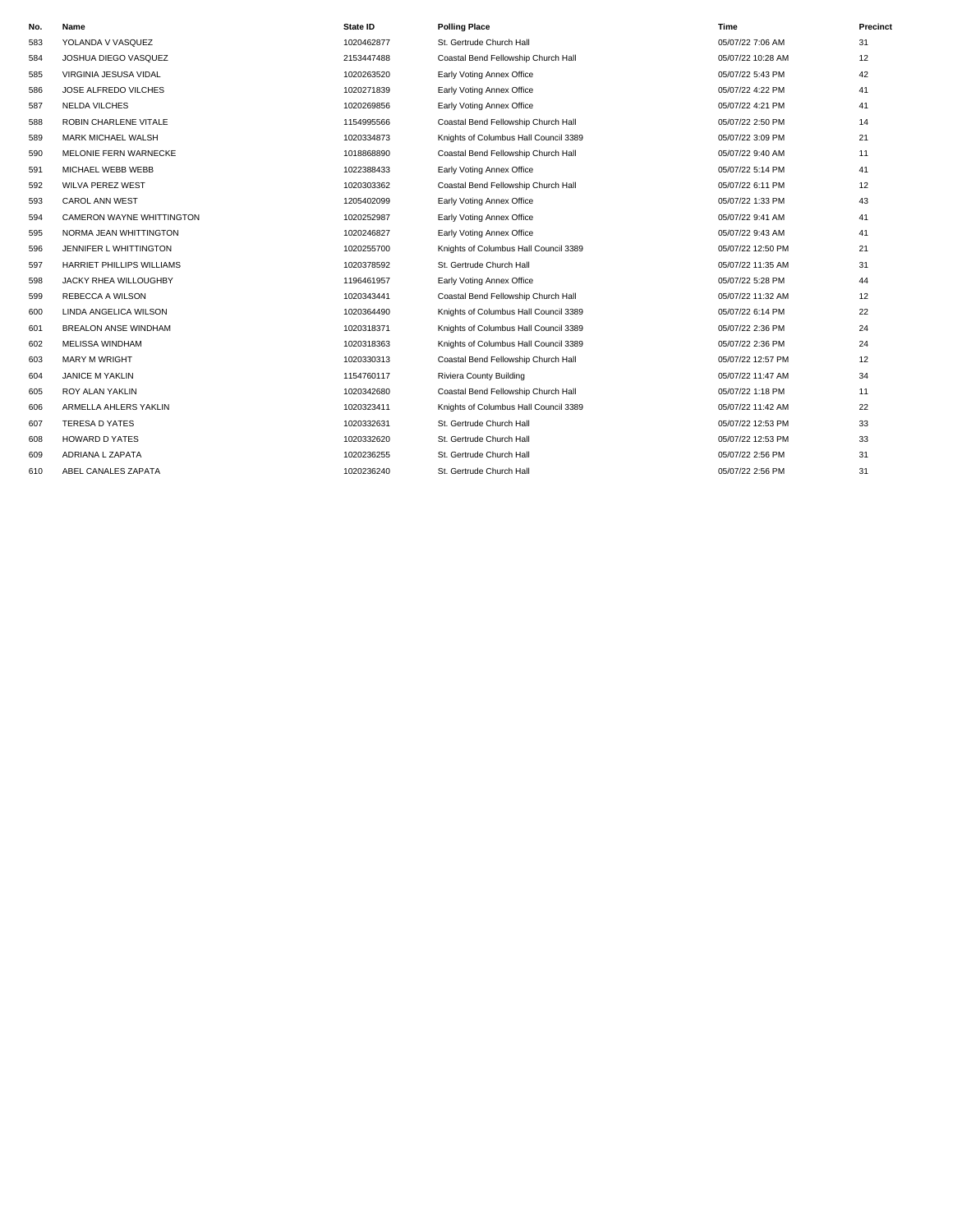| No. | Name | State ID | Polling Place | Time | Precinct |
| --- | --- | --- | --- | --- | --- |
| 583 | YOLANDA V VASQUEZ | 1020462877 | St. Gertrude Church Hall | 05/07/22 7:06 AM | 31 |
| 584 | JOSHUA DIEGO VASQUEZ | 2153447488 | Coastal Bend Fellowship Church Hall | 05/07/22 10:28 AM | 12 |
| 585 | VIRGINIA JESUSA VIDAL | 1020263520 | Early Voting Annex Office | 05/07/22 5:43 PM | 42 |
| 586 | JOSE ALFREDO VILCHES | 1020271839 | Early Voting Annex Office | 05/07/22 4:22 PM | 41 |
| 587 | NELDA VILCHES | 1020269856 | Early Voting Annex Office | 05/07/22 4:21 PM | 41 |
| 588 | ROBIN CHARLENE VITALE | 1154995566 | Coastal Bend Fellowship Church Hall | 05/07/22 2:50 PM | 14 |
| 589 | MARK MICHAEL WALSH | 1020334873 | Knights of Columbus Hall Council 3389 | 05/07/22 3:09 PM | 21 |
| 590 | MELONIE FERN WARNECKE | 1018868890 | Coastal Bend Fellowship Church Hall | 05/07/22 9:40 AM | 11 |
| 591 | MICHAEL WEBB WEBB | 1022388433 | Early Voting Annex Office | 05/07/22 5:14 PM | 41 |
| 592 | WILVA PEREZ WEST | 1020303362 | Coastal Bend Fellowship Church Hall | 05/07/22 6:11 PM | 12 |
| 593 | CAROL ANN WEST | 1205402099 | Early Voting Annex Office | 05/07/22 1:33 PM | 43 |
| 594 | CAMERON WAYNE WHITTINGTON | 1020252987 | Early Voting Annex Office | 05/07/22 9:41 AM | 41 |
| 595 | NORMA JEAN WHITTINGTON | 1020246827 | Early Voting Annex Office | 05/07/22 9:43 AM | 41 |
| 596 | JENNIFER L WHITTINGTON | 1020255700 | Knights of Columbus Hall Council 3389 | 05/07/22 12:50 PM | 21 |
| 597 | HARRIET PHILLIPS WILLIAMS | 1020378592 | St. Gertrude Church Hall | 05/07/22 11:35 AM | 31 |
| 598 | JACKY RHEA WILLOUGHBY | 1196461957 | Early Voting Annex Office | 05/07/22 5:28 PM | 44 |
| 599 | REBECCA A WILSON | 1020343441 | Coastal Bend Fellowship Church Hall | 05/07/22 11:32 AM | 12 |
| 600 | LINDA ANGELICA WILSON | 1020364490 | Knights of Columbus Hall Council 3389 | 05/07/22 6:14 PM | 22 |
| 601 | BREALON ANSE WINDHAM | 1020318371 | Knights of Columbus Hall Council 3389 | 05/07/22 2:36 PM | 24 |
| 602 | MELISSA WINDHAM | 1020318363 | Knights of Columbus Hall Council 3389 | 05/07/22 2:36 PM | 24 |
| 603 | MARY M WRIGHT | 1020330313 | Coastal Bend Fellowship Church Hall | 05/07/22 12:57 PM | 12 |
| 604 | JANICE M YAKLIN | 1154760117 | Riviera County Building | 05/07/22 11:47 AM | 34 |
| 605 | ROY ALAN YAKLIN | 1020342680 | Coastal Bend Fellowship Church Hall | 05/07/22 1:18 PM | 11 |
| 606 | ARMELLA AHLERS YAKLIN | 1020323411 | Knights of Columbus Hall Council 3389 | 05/07/22 11:42 AM | 22 |
| 607 | TERESA D YATES | 1020332631 | St. Gertrude Church Hall | 05/07/22 12:53 PM | 33 |
| 608 | HOWARD D YATES | 1020332620 | St. Gertrude Church Hall | 05/07/22 12:53 PM | 33 |
| 609 | ADRIANA L ZAPATA | 1020236255 | St. Gertrude Church Hall | 05/07/22 2:56 PM | 31 |
| 610 | ABEL CANALES ZAPATA | 1020236240 | St. Gertrude Church Hall | 05/07/22 2:56 PM | 31 |